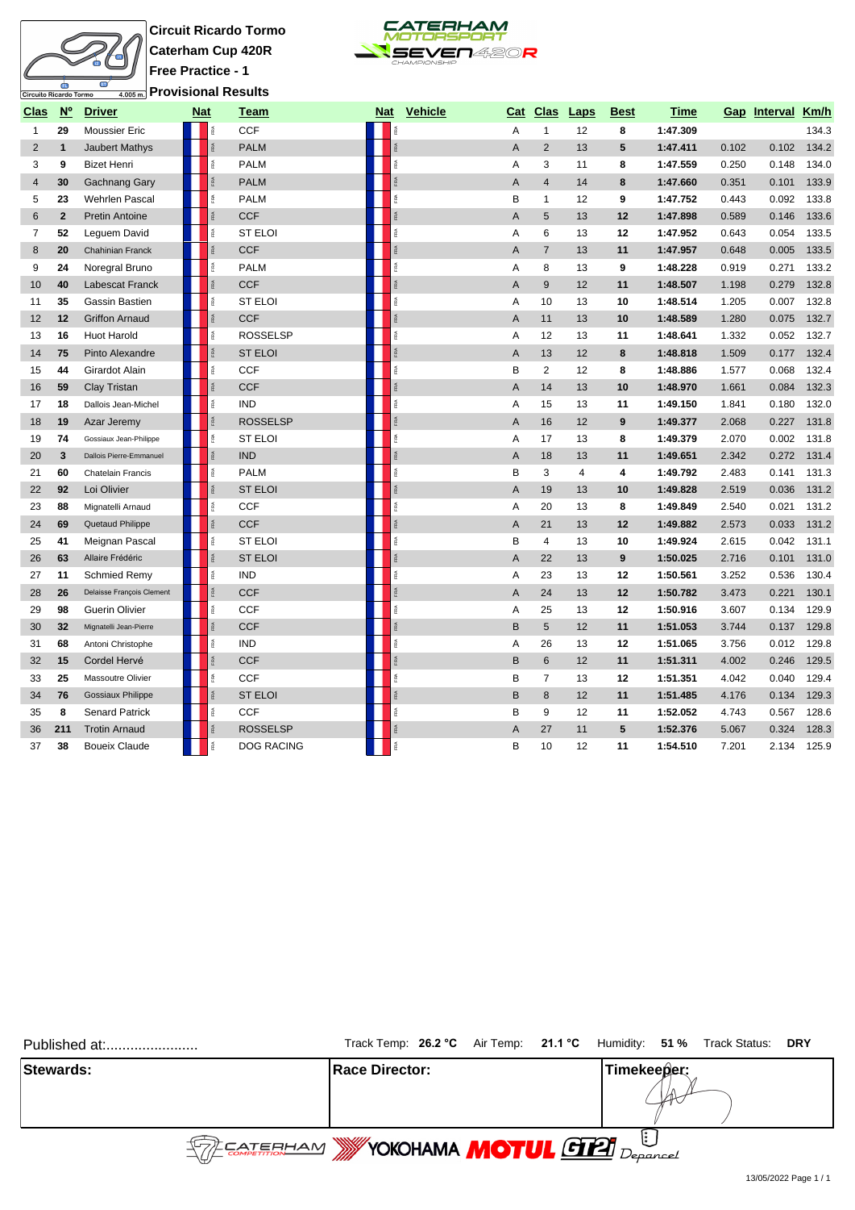**Circuit Ricardo Tormo**

**Caterham Cup 420R**

**Free Practice - 1**

**Provisional Results**

Circuito Ricardo Tormo 4.005 m.

| Clas | Nº | Driver | Nat | Team | Nat | Vehicle | Cat | Clas | Laps | Best | Time | Gap | Interval | Km/h |
|---|---|---|---|---|---|---|---|---|---|---|---|---|---|---|
| 1 | 29 | Moussier Eric | FRA | CCF | FRA | | A | 1 | 12 | 8 | 1:47.309 | | | 134.3 |
| 2 | 1 | Jaubert Mathys | FRA | PALM | FRA | | A | 2 | 13 | 5 | 1:47.411 | 0.102 | 0.102 | 134.2 |
| 3 | 9 | Bizet Henri | FRA | PALM | FRA | | A | 3 | 11 | 8 | 1:47.559 | 0.250 | 0.148 | 134.0 |
| 4 | 30 | Gachnang Gary | FRA | PALM | FRA | | A | 4 | 14 | 8 | 1:47.660 | 0.351 | 0.101 | 133.9 |
| 5 | 23 | Wehrlen Pascal | FRA | PALM | FRA | | B | 1 | 12 | 9 | 1:47.752 | 0.443 | 0.092 | 133.8 |
| 6 | 2 | Pretin Antoine | FRA | CCF | FRA | | A | 5 | 13 | 12 | 1:47.898 | 0.589 | 0.146 | 133.6 |
| 7 | 52 | Leguem David | FRA | ST ELOI | FRA | | A | 6 | 13 | 12 | 1:47.952 | 0.643 | 0.054 | 133.5 |
| 8 | 20 | Chahinian Franck | FRA | CCF | FRA | | A | 7 | 13 | 11 | 1:47.957 | 0.648 | 0.005 | 133.5 |
| 9 | 24 | Noregral Bruno | FRA | PALM | FRA | | A | 8 | 13 | 9 | 1:48.228 | 0.919 | 0.271 | 133.2 |
| 10 | 40 | Labescat Franck | FRA | CCF | FRA | | A | 9 | 12 | 11 | 1:48.507 | 1.198 | 0.279 | 132.8 |
| 11 | 35 | Gassin Bastien | FRA | ST ELOI | FRA | | A | 10 | 13 | 10 | 1:48.514 | 1.205 | 0.007 | 132.8 |
| 12 | 12 | Griffon Arnaud | FRA | CCF | FRA | | A | 11 | 13 | 10 | 1:48.589 | 1.280 | 0.075 | 132.7 |
| 13 | 16 | Huot Harold | FRA | ROSSELSP | FRA | | A | 12 | 13 | 11 | 1:48.641 | 1.332 | 0.052 | 132.7 |
| 14 | 75 | Pinto Alexandre | FRA | ST ELOI | FRA | | A | 13 | 12 | 8 | 1:48.818 | 1.509 | 0.177 | 132.4 |
| 15 | 44 | Girardot Alain | FRA | CCF | FRA | | B | 2 | 12 | 8 | 1:48.886 | 1.577 | 0.068 | 132.4 |
| 16 | 59 | Clay Tristan | FRA | CCF | FRA | | A | 14 | 13 | 10 | 1:48.970 | 1.661 | 0.084 | 132.3 |
| 17 | 18 | Dallois Jean-Michel | FRA | IND | FRA | | A | 15 | 13 | 11 | 1:49.150 | 1.841 | 0.180 | 132.0 |
| 18 | 19 | Azar Jeremy | FRA | ROSSELSP | FRA | | A | 16 | 12 | 9 | 1:49.377 | 2.068 | 0.227 | 131.8 |
| 19 | 74 | Gossiaux Jean-Philippe | FRA | ST ELOI | FRA | | A | 17 | 13 | 8 | 1:49.379 | 2.070 | 0.002 | 131.8 |
| 20 | 3 | Dallois Pierre-Emmanuel | FRA | IND | FRA | | A | 18 | 13 | 11 | 1:49.651 | 2.342 | 0.272 | 131.4 |
| 21 | 60 | Chatelain Francis | FRA | PALM | FRA | | B | 3 | 4 | 4 | 1:49.792 | 2.483 | 0.141 | 131.3 |
| 22 | 92 | Loi Olivier | FRA | ST ELOI | FRA | | A | 19 | 13 | 10 | 1:49.828 | 2.519 | 0.036 | 131.2 |
| 23 | 88 | Mignatelli Arnaud | FRA | CCF | FRA | | A | 20 | 13 | 8 | 1:49.849 | 2.540 | 0.021 | 131.2 |
| 24 | 69 | Quetaud Philippe | FRA | CCF | FRA | | A | 21 | 13 | 12 | 1:49.882 | 2.573 | 0.033 | 131.2 |
| 25 | 41 | Meignan Pascal | FRA | ST ELOI | FRA | | B | 4 | 13 | 10 | 1:49.924 | 2.615 | 0.042 | 131.1 |
| 26 | 63 | Allaire Frédéric | FRA | ST ELOI | FRA | | A | 22 | 13 | 9 | 1:50.025 | 2.716 | 0.101 | 131.0 |
| 27 | 11 | Schmied Remy | FRA | IND | FRA | | A | 23 | 13 | 12 | 1:50.561 | 3.252 | 0.536 | 130.4 |
| 28 | 26 | Delaisse François Clement | FRA | CCF | FRA | | A | 24 | 13 | 12 | 1:50.782 | 3.473 | 0.221 | 130.1 |
| 29 | 98 | Guerin Olivier | FRA | CCF | FRA | | A | 25 | 13 | 12 | 1:50.916 | 3.607 | 0.134 | 129.9 |
| 30 | 32 | Mignatelli Jean-Pierre | FRA | CCF | FRA | | B | 5 | 12 | 11 | 1:51.053 | 3.744 | 0.137 | 129.8 |
| 31 | 68 | Antoni Christophe | FRA | IND | FRA | | A | 26 | 13 | 12 | 1:51.065 | 3.756 | 0.012 | 129.8 |
| 32 | 15 | Cordel Hervé | FRA | CCF | FRA | | B | 6 | 12 | 11 | 1:51.311 | 4.002 | 0.246 | 129.5 |
| 33 | 25 | Massoutre Olivier | FRA | CCF | FRA | | B | 7 | 13 | 12 | 1:51.351 | 4.042 | 0.040 | 129.4 |
| 34 | 76 | Gossiaux Philippe | FRA | ST ELOI | FRA | | B | 8 | 12 | 11 | 1:51.485 | 4.176 | 0.134 | 129.3 |
| 35 | 8 | Senard Patrick | FRA | CCF | FRA | | B | 9 | 12 | 11 | 1:52.052 | 4.743 | 0.567 | 128.6 |
| 36 | 211 | Trotin Arnaud | FRA | ROSSELSP | FRA | | A | 27 | 11 | 5 | 1:52.376 | 5.067 | 0.324 | 128.3 |
| 37 | 38 | Boueix Claude | FRA | DOG RACING | FRA | | B | 10 | 12 | 11 | 1:54.510 | 7.201 | 2.134 | 125.9 |

Published at:.......................

Track Temp: **26.2 °C** Air Temp: **21.1 °C** Humidity: **51 %** Track Status: **DRY**

| Stewards: | Race Director: | Timekeeper: |
|---|---|---|
| | | |

13/05/2022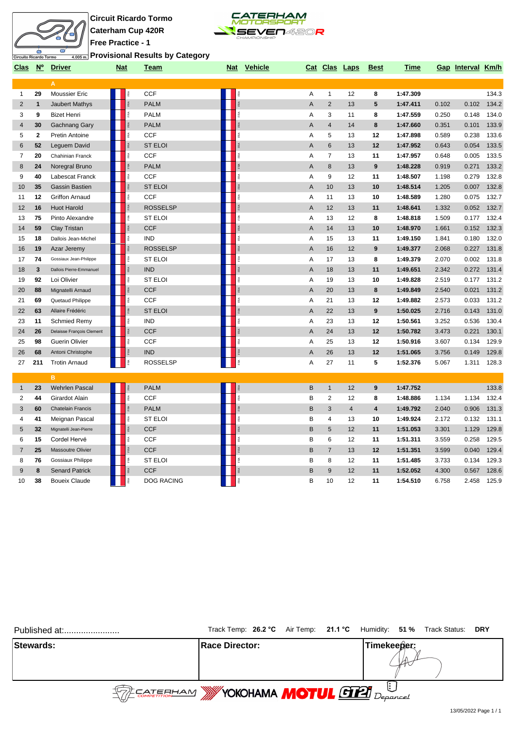**Circuit Ricardo Tormo**

**Caterham Cup 420R**

**Free Practice - 1**

**Provisional Results by Category**

| Clas | Nº | Driver | Nat | Team | Nat | Vehicle | Cat | Clas | Laps | Best | Time | Gap | Interval | Km/h |
|---|---|---|---|---|---|---|---|---|---|---|---|---|---|---|
| | | **A** | | | | | | | | | | | | |
| 1 | 29 | Moussier Eric | FRA | CCF | FRA | | A | 1 | 12 | 8 | 1:47.309 | | | 134.3 |
| 2 | 1 | Jaubert Mathys | FRA | PALM | FRA | | A | 2 | 13 | 5 | 1:47.411 | 0.102 | 0.102 | 134.2 |
| 3 | 9 | Bizet Henri | FRA | PALM | FRA | | A | 3 | 11 | 8 | 1:47.559 | 0.250 | 0.148 | 134.0 |
| 4 | 30 | Gachnang Gary | FRA | PALM | FRA | | A | 4 | 14 | 8 | 1:47.660 | 0.351 | 0.101 | 133.9 |
| 5 | 2 | Pretin Antoine | FRA | CCF | FRA | | A | 5 | 13 | 12 | 1:47.898 | 0.589 | 0.238 | 133.6 |
| 6 | 52 | Leguem David | FRA | ST ELOI | FRA | | A | 6 | 13 | 12 | 1:47.952 | 0.643 | 0.054 | 133.5 |
| 7 | 20 | Chahinian Franck | FRA | CCF | FRA | | A | 7 | 13 | 11 | 1:47.957 | 0.648 | 0.005 | 133.5 |
| 8 | 24 | Noregral Bruno | FRA | PALM | FRA | | A | 8 | 13 | 9 | 1:48.228 | 0.919 | 0.271 | 133.2 |
| 9 | 40 | Labescat Franck | FRA | CCF | FRA | | A | 9 | 12 | 11 | 1:48.507 | 1.198 | 0.279 | 132.8 |
| 10 | 35 | Gassin Bastien | FRA | ST ELOI | FRA | | A | 10 | 13 | 10 | 1:48.514 | 1.205 | 0.007 | 132.8 |
| 11 | 12 | Griffon Arnaud | FRA | CCF | FRA | | A | 11 | 13 | 10 | 1:48.589 | 1.280 | 0.075 | 132.7 |
| 12 | 16 | Huot Harold | FRA | ROSSELSP | FRA | | A | 12 | 13 | 11 | 1:48.641 | 1.332 | 0.052 | 132.7 |
| 13 | 75 | Pinto Alexandre | FRA | ST ELOI | FRA | | A | 13 | 12 | 8 | 1:48.818 | 1.509 | 0.177 | 132.4 |
| 14 | 59 | Clay Tristan | FRA | CCF | FRA | | A | 14 | 13 | 10 | 1:48.970 | 1.661 | 0.152 | 132.3 |
| 15 | 18 | Dallois Jean-Michel | FRA | IND | FRA | | A | 15 | 13 | 11 | 1:49.150 | 1.841 | 0.180 | 132.0 |
| 16 | 19 | Azar Jeremy | FRA | ROSSELSP | FRA | | A | 16 | 12 | 9 | 1:49.377 | 2.068 | 0.227 | 131.8 |
| 17 | 74 | Gossiaux Jean-Philippe | FRA | ST ELOI | FRA | | A | 17 | 13 | 8 | 1:49.379 | 2.070 | 0.002 | 131.8 |
| 18 | 3 | Dallois Pierre-Emmanuel | FRA | IND | FRA | | A | 18 | 13 | 11 | 1:49.651 | 2.342 | 0.272 | 131.4 |
| 19 | 92 | Loi Olivier | FRA | ST ELOI | FRA | | A | 19 | 13 | 10 | 1:49.828 | 2.519 | 0.177 | 131.2 |
| 20 | 88 | Mignatelli Arnaud | FRA | CCF | FRA | | A | 20 | 13 | 8 | 1:49.849 | 2.540 | 0.021 | 131.2 |
| 21 | 69 | Quetaud Philippe | FRA | CCF | FRA | | A | 21 | 13 | 12 | 1:49.882 | 2.573 | 0.033 | 131.2 |
| 22 | 63 | Allaire Frédéric | FRA | ST ELOI | FRA | | A | 22 | 13 | 9 | 1:50.025 | 2.716 | 0.143 | 131.0 |
| 23 | 11 | Schmied Remy | FRA | IND | FRA | | A | 23 | 13 | 12 | 1:50.561 | 3.252 | 0.536 | 130.4 |
| 24 | 26 | Delaisse François Clement | FRA | CCF | FRA | | A | 24 | 13 | 12 | 1:50.782 | 3.473 | 0.221 | 130.1 |
| 25 | 98 | Guerin Olivier | FRA | CCF | FRA | | A | 25 | 13 | 12 | 1:50.916 | 3.607 | 0.134 | 129.9 |
| 26 | 68 | Antoni Christophe | FRA | IND | FRA | | A | 26 | 13 | 12 | 1:51.065 | 3.756 | 0.149 | 129.8 |
| 27 | 211 | Trotin Arnaud | FRA | ROSSELSP | FRA | | A | 27 | 11 | 5 | 1:52.376 | 5.067 | 1.311 | 128.3 |
| | | **B** | | | | | | | | | | | | |
| 1 | 23 | Wehrlen Pascal | FRA | PALM | FRA | | B | 1 | 12 | 9 | 1:47.752 | | | 133.8 |
| 2 | 44 | Girardot Alain | FRA | CCF | FRA | | B | 2 | 12 | 8 | 1:48.886 | 1.134 | 1.134 | 132.4 |
| 3 | 60 | Chatelain Francis | FRA | PALM | FRA | | B | 3 | 4 | 4 | 1:49.792 | 2.040 | 0.906 | 131.3 |
| 4 | 41 | Meignan Pascal | FRA | ST ELOI | FRA | | B | 4 | 13 | 10 | 1:49.924 | 2.172 | 0.132 | 131.1 |
| 5 | 32 | Mignatelli Jean-Pierre | FRA | CCF | FRA | | B | 5 | 12 | 11 | 1:51.053 | 3.301 | 1.129 | 129.8 |
| 6 | 15 | Cordel Hervé | FRA | CCF | FRA | | B | 6 | 12 | 11 | 1:51.311 | 3.559 | 0.258 | 129.5 |
| 7 | 25 | Massoutre Olivier | FRA | CCF | FRA | | B | 7 | 13 | 12 | 1:51.351 | 3.599 | 0.040 | 129.4 |
| 8 | 76 | Gossiaux Philippe | FRA | ST ELOI | FRA | | B | 8 | 12 | 11 | 1:51.485 | 3.733 | 0.134 | 129.3 |
| 9 | 8 | Senard Patrick | FRA | CCF | FRA | | B | 9 | 12 | 11 | 1:52.052 | 4.300 | 0.567 | 128.6 |
| 10 | 38 | Boueix Claude | FRA | DOG RACING | FRA | | B | 10 | 12 | 11 | 1:54.510 | 6.758 | 2.458 | 125.9 |

Published at:.......................

Track Temp: **26.2 °C** Air Temp: **21.1 °C** Humidity: **51 %** Track Status: **DRY**

| Stewards: | Race Director: | Timekeeper: |
|---|---|---|
| | | |

13/05/2022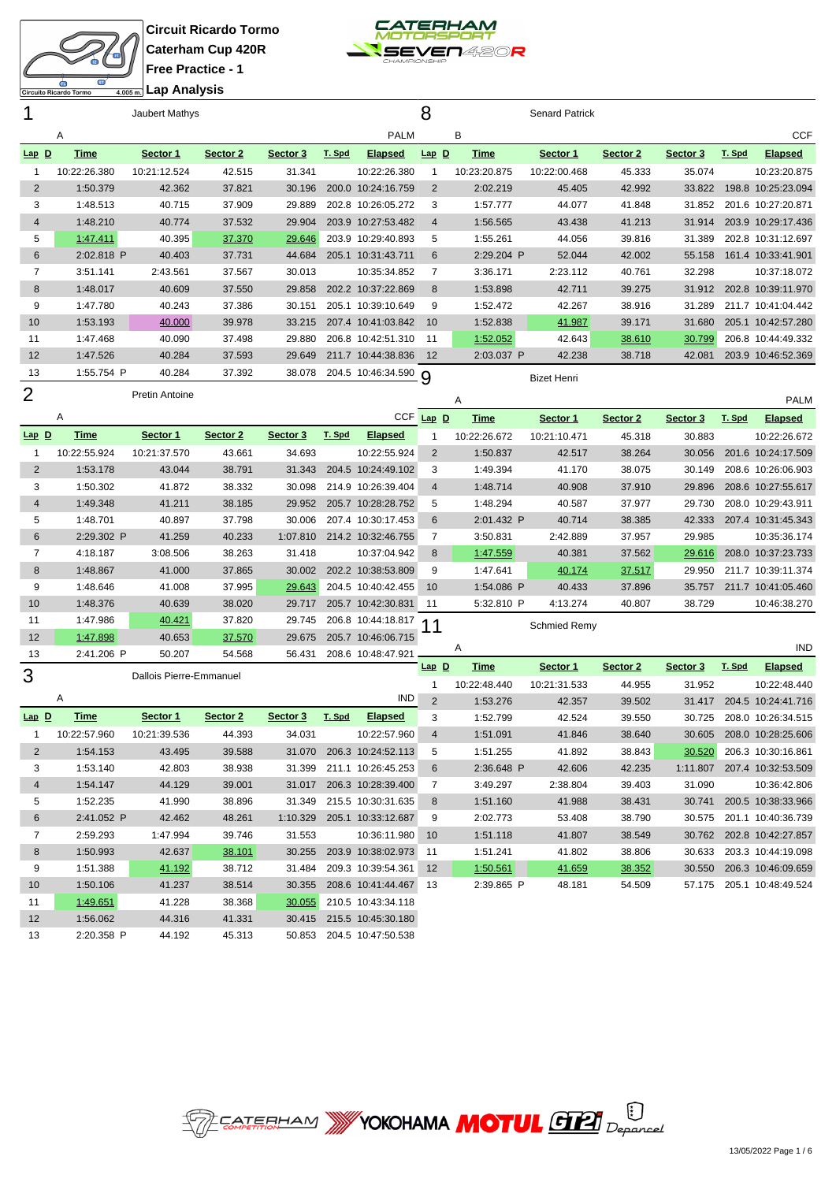**Circuit Ricardo Tormo**
**Caterham Cup 420R**
**Free Practice - 1**
**Lap Analysis**

## 1 Jaubert Mathys

A — PALM

| Lap | D | Time | Sector 1 | Sector 2 | Sector 3 | T. Spd | Elapsed |
|---|---|---|---|---|---|---|---|
| 1 | | 10:22:26.380 | 10:21:12.524 | 42.515 | 31.341 | | 10:22:26.380 |
| 2 | | 1:50.379 | 42.362 | 37.821 | 30.196 | 200.0 | 10:24:16.759 |
| 3 | | 1:48.513 | 40.715 | 37.909 | 29.889 | 202.8 | 10:26:05.272 |
| 4 | | 1:48.210 | 40.774 | 37.532 | 29.904 | 203.9 | 10:27:53.482 |
| 5 | | 1:47.411 | 40.395 | 37.370 | 29.646 | 203.9 | 10:29:40.893 |
| 6 | | 2:02.818 P | 40.403 | 37.731 | 44.684 | 205.1 | 10:31:43.711 |
| 7 | | 3:51.141 | 2:43.561 | 37.567 | 30.013 | | 10:35:34.852 |
| 8 | | 1:48.017 | 40.609 | 37.550 | 29.858 | 202.2 | 10:37:22.869 |
| 9 | | 1:47.780 | 40.243 | 37.386 | 30.151 | 205.1 | 10:39:10.649 |
| 10 | | 1:53.193 | 40.000 | 39.978 | 33.215 | 207.4 | 10:41:03.842 |
| 11 | | 1:47.468 | 40.090 | 37.498 | 29.880 | 206.8 | 10:42:51.310 |
| 12 | | 1:47.526 | 40.284 | 37.593 | 29.649 | 211.7 | 10:44:38.836 |
| 13 | | 1:55.754 P | 40.284 | 37.392 | 38.078 | 204.5 | 10:46:34.590 |

## 2 Pretin Antoine

A — CCF

| Lap | D | Time | Sector 1 | Sector 2 | Sector 3 | T. Spd | Elapsed |
|---|---|---|---|---|---|---|---|
| 1 | | 10:22:55.924 | 10:21:37.570 | 43.661 | 34.693 | | 10:22:55.924 |
| 2 | | 1:53.178 | 43.044 | 38.791 | 31.343 | 204.5 | 10:24:49.102 |
| 3 | | 1:50.302 | 41.872 | 38.332 | 30.098 | 214.9 | 10:26:39.404 |
| 4 | | 1:49.348 | 41.211 | 38.185 | 29.952 | 205.7 | 10:28:28.752 |
| 5 | | 1:48.701 | 40.897 | 37.798 | 30.006 | 207.4 | 10:30:17.453 |
| 6 | | 2:29.302 P | 41.259 | 40.233 | 1:07.810 | 214.2 | 10:32:46.755 |
| 7 | | 4:18.187 | 3:08.506 | 38.263 | 31.418 | | 10:37:04.942 |
| 8 | | 1:48.867 | 41.000 | 37.865 | 30.002 | 202.2 | 10:38:53.809 |
| 9 | | 1:48.646 | 41.008 | 37.995 | 29.643 | 204.5 | 10:40:42.455 |
| 10 | | 1:48.376 | 40.639 | 38.020 | 29.717 | 205.7 | 10:42:30.831 |
| 11 | | 1:47.986 | 40.421 | 37.820 | 29.745 | 206.8 | 10:44:18.817 |
| 12 | | 1:47.898 | 40.653 | 37.570 | 29.675 | 205.7 | 10:46:06.715 |
| 13 | | 2:41.206 P | 50.207 | 54.568 | 56.431 | 208.6 | 10:48:47.921 |

## 3 Dallois Pierre-Emmanuel

A — IND

| Lap | D | Time | Sector 1 | Sector 2 | Sector 3 | T. Spd | Elapsed |
|---|---|---|---|---|---|---|---|
| 1 | | 10:22:57.960 | 10:21:39.536 | 44.393 | 34.031 | | 10:22:57.960 |
| 2 | | 1:54.153 | 43.495 | 39.588 | 31.070 | 206.3 | 10:24:52.113 |
| 3 | | 1:53.140 | 42.803 | 38.938 | 31.399 | 211.1 | 10:26:45.253 |
| 4 | | 1:54.147 | 44.129 | 39.001 | 31.017 | 206.3 | 10:28:39.400 |
| 5 | | 1:52.235 | 41.990 | 38.896 | 31.349 | 215.5 | 10:30:31.635 |
| 6 | | 2:41.052 P | 42.462 | 48.261 | 1:10.329 | 205.1 | 10:33:12.687 |
| 7 | | 2:59.293 | 1:47.994 | 39.746 | 31.553 | | 10:36:11.980 |
| 8 | | 1:50.993 | 42.637 | 38.101 | 30.255 | 203.9 | 10:38:02.973 |
| 9 | | 1:51.388 | 41.192 | 38.712 | 31.484 | 209.3 | 10:39:54.361 |
| 10 | | 1:50.106 | 41.237 | 38.514 | 30.355 | 208.6 | 10:41:44.467 |
| 11 | | 1:49.651 | 41.228 | 38.368 | 30.055 | 210.5 | 10:43:34.118 |
| 12 | | 1:56.062 | 44.316 | 41.331 | 30.415 | 215.5 | 10:45:30.180 |
| 13 | | 2:20.358 P | 44.192 | 45.313 | 50.853 | 204.5 | 10:47:50.538 |

## 8 Senard Patrick

B — CCF

| Lap | D | Time | Sector 1 | Sector 2 | Sector 3 | T. Spd | Elapsed |
|---|---|---|---|---|---|---|---|
| 1 | | 10:23:20.875 | 10:22:00.468 | 45.333 | 35.074 | | 10:23:20.875 |
| 2 | | 2:02.219 | 45.405 | 42.992 | 33.822 | 198.8 | 10:25:23.094 |
| 3 | | 1:57.777 | 44.077 | 41.848 | 31.852 | 201.6 | 10:27:20.871 |
| 4 | | 1:56.565 | 43.438 | 41.213 | 31.914 | 203.9 | 10:29:17.436 |
| 5 | | 1:55.261 | 44.056 | 39.816 | 31.389 | 202.8 | 10:31:12.697 |
| 6 | | 2:29.204 P | 52.044 | 42.002 | 55.158 | 161.4 | 10:33:41.901 |
| 7 | | 3:36.171 | 2:23.112 | 40.761 | 32.298 | | 10:37:18.072 |
| 8 | | 1:53.898 | 42.711 | 39.275 | 31.912 | 202.8 | 10:39:11.970 |
| 9 | | 1:52.472 | 42.267 | 38.916 | 31.289 | 211.7 | 10:41:04.442 |
| 10 | | 1:52.838 | 41.987 | 39.171 | 31.680 | 205.1 | 10:42:57.280 |
| 11 | | 1:52.052 | 42.643 | 38.610 | 30.799 | 206.8 | 10:44:49.332 |
| 12 | | 2:03.037 P | 42.238 | 38.718 | 42.081 | 203.9 | 10:46:52.369 |

## 9 Bizet Henri

A — PALM

| Lap | D | Time | Sector 1 | Sector 2 | Sector 3 | T. Spd | Elapsed |
|---|---|---|---|---|---|---|---|
| 1 | | 10:22:26.672 | 10:21:10.471 | 45.318 | 30.883 | | 10:22:26.672 |
| 2 | | 1:50.837 | 42.517 | 38.264 | 30.056 | 201.6 | 10:24:17.509 |
| 3 | | 1:49.394 | 41.170 | 38.075 | 30.149 | 208.6 | 10:26:06.903 |
| 4 | | 1:48.714 | 40.908 | 37.910 | 29.896 | 208.6 | 10:27:55.617 |
| 5 | | 1:48.294 | 40.587 | 37.977 | 29.730 | 208.0 | 10:29:43.911 |
| 6 | | 2:01.432 P | 40.714 | 38.385 | 42.333 | 207.4 | 10:31:45.343 |
| 7 | | 3:50.831 | 2:42.889 | 37.957 | 29.985 | | 10:35:36.174 |
| 8 | | 1:47.559 | 40.381 | 37.562 | 29.616 | 208.0 | 10:37:23.733 |
| 9 | | 1:47.641 | 40.174 | 37.517 | 29.950 | 211.7 | 10:39:11.374 |
| 10 | | 1:54.086 P | 40.433 | 37.896 | 35.757 | 211.7 | 10:41:05.460 |
| 11 | | 5:32.810 P | 4:13.274 | 40.807 | 38.729 | | 10:46:38.270 |

## 11 Schmied Remy

A — IND

| Lap | D | Time | Sector 1 | Sector 2 | Sector 3 | T. Spd | Elapsed |
|---|---|---|---|---|---|---|---|
| 1 | | 10:22:48.440 | 10:21:31.533 | 44.955 | 31.952 | | 10:22:48.440 |
| 2 | | 1:53.276 | 42.357 | 39.502 | 31.417 | 204.5 | 10:24:41.716 |
| 3 | | 1:52.799 | 42.524 | 39.550 | 30.725 | 208.0 | 10:26:34.515 |
| 4 | | 1:51.091 | 41.846 | 38.640 | 30.605 | 208.0 | 10:28:25.606 |
| 5 | | 1:51.255 | 41.892 | 38.843 | 30.520 | 206.3 | 10:30:16.861 |
| 6 | | 2:36.648 P | 42.606 | 42.235 | 1:11.807 | 207.4 | 10:32:53.509 |
| 7 | | 3:49.297 | 2:38.804 | 39.403 | 31.090 | | 10:36:42.806 |
| 8 | | 1:51.160 | 41.988 | 38.431 | 30.741 | 200.5 | 10:38:33.966 |
| 9 | | 2:02.773 | 53.408 | 38.790 | 30.575 | 201.1 | 10:40:36.739 |
| 10 | | 1:51.118 | 41.807 | 38.549 | 30.762 | 202.8 | 10:42:27.857 |
| 11 | | 1:51.241 | 41.802 | 38.806 | 30.633 | 203.3 | 10:44:19.098 |
| 12 | | 1:50.561 | 41.659 | 38.352 | 30.550 | 206.3 | 10:46:09.659 |
| 13 | | 2:39.865 P | 48.181 | 54.509 | 57.175 | 205.1 | 10:48:49.524 |

13/05/2022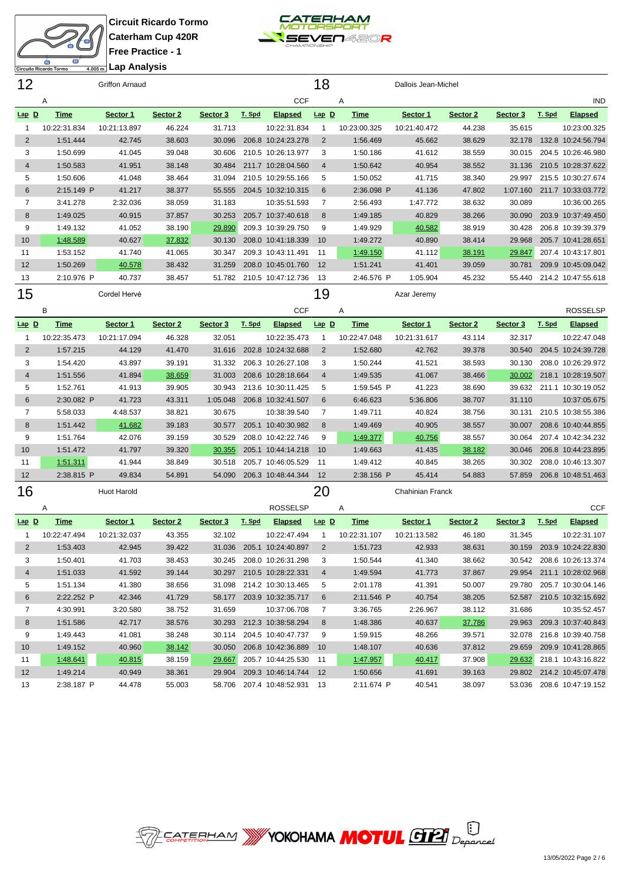# Circuit Ricardo Tormo
# Caterham Cup 420R
## Free Practice - 1
## Lap Analysis

### 12 Griffon Arnaud — A — CCF

| Lap | D | Time | Sector 1 | Sector 2 | Sector 3 | T. Spd | Elapsed |
|---|---|---|---|---|---|---|---|
| 1 | | 10:22:31.834 | 10:21:13.897 | 46.224 | 31.713 | | 10:22:31.834 |
| 2 | | 1:51.444 | 42.745 | 38.603 | 30.096 | 206.8 | 10:24:23.278 |
| 3 | | 1:50.699 | 41.045 | 39.048 | 30.606 | 210.5 | 10:26:13.977 |
| 4 | | 1:50.583 | 41.951 | 38.148 | 30.484 | 211.7 | 10:28:04.560 |
| 5 | | 1:50.606 | 41.048 | 38.464 | 31.094 | 210.5 | 10:29:55.166 |
| 6 | | 2:15.149 P | 41.217 | 38.377 | 55.555 | 204.5 | 10:32:10.315 |
| 7 | | 3:41.278 | 2:32.036 | 38.059 | 31.183 | | 10:35:51.593 |
| 8 | | 1:49.025 | 40.915 | 37.857 | 30.253 | 205.7 | 10:37:40.618 |
| 9 | | 1:49.132 | 41.052 | 38.190 | 29.890 | 209.3 | 10:39:29.750 |
| 10 | | 1:48.589 | 40.627 | 37.832 | 30.130 | 208.0 | 10:41:18.339 |
| 11 | | 1:53.152 | 41.740 | 41.065 | 30.347 | 209.3 | 10:43:11.491 |
| 12 | | 1:50.269 | 40.578 | 38.432 | 31.259 | 208.0 | 10:45:01.760 |
| 13 | | 2:10.976 P | 40.737 | 38.457 | 51.782 | 210.5 | 10:47:12.736 |

### 18 Dallois Jean-Michel — A — IND

| Lap | D | Time | Sector 1 | Sector 2 | Sector 3 | T. Spd | Elapsed |
|---|---|---|---|---|---|---|---|
| 1 | | 10:23:00.325 | 10:21:40.472 | 44.238 | 35.615 | | 10:23:00.325 |
| 2 | | 1:56.469 | 45.662 | 38.629 | 32.178 | 132.8 | 10:24:56.794 |
| 3 | | 1:50.186 | 41.612 | 38.559 | 30.015 | 204.5 | 10:26:46.980 |
| 4 | | 1:50.642 | 40.954 | 38.552 | 31.136 | 210.5 | 10:28:37.622 |
| 5 | | 1:50.052 | 41.715 | 38.340 | 29.997 | 215.5 | 10:30:27.674 |
| 6 | | 2:36.098 P | 41.136 | 47.802 | 1:07.160 | 211.7 | 10:33:03.772 |
| 7 | | 2:56.493 | 1:47.772 | 38.632 | 30.089 | | 10:36:00.265 |
| 8 | | 1:49.185 | 40.829 | 38.266 | 30.090 | 203.9 | 10:37:49.450 |
| 9 | | 1:49.929 | 40.582 | 38.919 | 30.428 | 206.8 | 10:39:39.379 |
| 10 | | 1:49.272 | 40.890 | 38.414 | 29.968 | 205.7 | 10:41:28.651 |
| 11 | | 1:49.150 | 41.112 | 38.191 | 29.847 | 207.4 | 10:43:17.801 |
| 12 | | 1:51.241 | 41.401 | 39.059 | 30.781 | 209.9 | 10:45:09.042 |
| 13 | | 2:46.576 P | 1:05.904 | 45.232 | 55.440 | 214.2 | 10:47:55.618 |

### 15 Cordel Hervé — B — CCF

| Lap | D | Time | Sector 1 | Sector 2 | Sector 3 | T. Spd | Elapsed |
|---|---|---|---|---|---|---|---|
| 1 | | 10:22:35.473 | 10:21:17.094 | 46.328 | 32.051 | | 10:22:35.473 |
| 2 | | 1:57.215 | 44.129 | 41.470 | 31.616 | 202.8 | 10:24:32.688 |
| 3 | | 1:54.420 | 43.897 | 39.191 | 31.332 | 206.3 | 10:26:27.108 |
| 4 | | 1:51.556 | 41.894 | 38.659 | 31.003 | 208.6 | 10:28:18.664 |
| 5 | | 1:52.761 | 41.913 | 39.905 | 30.943 | 213.6 | 10:30:11.425 |
| 6 | | 2:30.082 P | 41.723 | 43.311 | 1:05.048 | 206.8 | 10:32:41.507 |
| 7 | | 5:58.033 | 4:48.537 | 38.821 | 30.675 | | 10:38:39.540 |
| 8 | | 1:51.442 | 41.682 | 39.183 | 30.577 | 205.1 | 10:40:30.982 |
| 9 | | 1:51.764 | 42.076 | 39.159 | 30.529 | 208.0 | 10:42:22.746 |
| 10 | | 1:51.472 | 41.797 | 39.320 | 30.355 | 205.1 | 10:44:14.218 |
| 11 | | 1:51.311 | 41.944 | 38.849 | 30.518 | 205.7 | 10:46:05.529 |
| 12 | | 2:38.815 P | 49.834 | 54.891 | 54.090 | 206.3 | 10:48:44.344 |

### 19 Azar Jeremy — A — ROSSELSP

| Lap | D | Time | Sector 1 | Sector 2 | Sector 3 | T. Spd | Elapsed |
|---|---|---|---|---|---|---|---|
| 1 | | 10:22:47.048 | 10:21:31.617 | 43.114 | 32.317 | | 10:22:47.048 |
| 2 | | 1:52.680 | 42.762 | 39.378 | 30.540 | 204.5 | 10:24:39.728 |
| 3 | | 1:50.244 | 41.521 | 38.593 | 30.130 | 208.0 | 10:26:29.972 |
| 4 | | 1:49.535 | 41.067 | 38.466 | 30.002 | 218.1 | 10:28:19.507 |
| 5 | | 1:59.545 P | 41.223 | 38.690 | 39.632 | 211.1 | 10:30:19.052 |
| 6 | | 6:46.623 | 5:36.806 | 38.707 | 31.110 | | 10:37:05.675 |
| 7 | | 1:49.711 | 40.824 | 38.756 | 30.131 | 210.5 | 10:38:55.386 |
| 8 | | 1:49.469 | 40.905 | 38.557 | 30.007 | 208.6 | 10:40:44.855 |
| 9 | | 1:49.377 | 40.756 | 38.557 | 30.064 | 207.4 | 10:42:34.232 |
| 10 | | 1:49.663 | 41.435 | 38.182 | 30.046 | 206.8 | 10:44:23.895 |
| 11 | | 1:49.412 | 40.845 | 38.265 | 30.302 | 208.0 | 10:46:13.307 |
| 12 | | 2:38.156 P | 45.414 | 54.883 | 57.859 | 206.8 | 10:48:51.463 |

### 16 Huot Harold — A — ROSSELSP

| Lap | D | Time | Sector 1 | Sector 2 | Sector 3 | T. Spd | Elapsed |
|---|---|---|---|---|---|---|---|
| 1 | | 10:22:47.494 | 10:21:32.037 | 43.355 | 32.102 | | 10:22:47.494 |
| 2 | | 1:53.403 | 42.945 | 39.422 | 31.036 | 205.1 | 10:24:40.897 |
| 3 | | 1:50.401 | 41.703 | 38.453 | 30.245 | 208.0 | 10:26:31.298 |
| 4 | | 1:51.033 | 41.592 | 39.144 | 30.297 | 210.5 | 10:28:22.331 |
| 5 | | 1:51.134 | 41.380 | 38.656 | 31.098 | 214.2 | 10:30:13.465 |
| 6 | | 2:22.252 P | 42.346 | 41.729 | 58.177 | 203.9 | 10:32:35.717 |
| 7 | | 4:30.991 | 3:20.580 | 38.752 | 31.659 | | 10:37:06.708 |
| 8 | | 1:51.586 | 42.717 | 38.576 | 30.293 | 212.3 | 10:38:58.294 |
| 9 | | 1:49.443 | 41.081 | 38.248 | 30.114 | 204.5 | 10:40:47.737 |
| 10 | | 1:49.152 | 40.960 | 38.142 | 30.050 | 206.8 | 10:42:36.889 |
| 11 | | 1:48.641 | 40.815 | 38.159 | 29.667 | 205.7 | 10:44:25.530 |
| 12 | | 1:49.214 | 40.949 | 38.361 | 29.904 | 209.3 | 10:46:14.744 |
| 13 | | 2:38.187 P | 44.478 | 55.003 | 58.706 | 207.4 | 10:48:52.931 |

### 20 Chahinian Franck — A — CCF

| Lap | D | Time | Sector 1 | Sector 2 | Sector 3 | T. Spd | Elapsed |
|---|---|---|---|---|---|---|---|
| 1 | | 10:22:31.107 | 10:21:13.582 | 46.180 | 31.345 | | 10:22:31.107 |
| 2 | | 1:51.723 | 42.933 | 38.631 | 30.159 | 203.9 | 10:24:22.830 |
| 3 | | 1:50.544 | 41.340 | 38.662 | 30.542 | 208.6 | 10:26:13.374 |
| 4 | | 1:49.594 | 41.773 | 37.867 | 29.954 | 211.1 | 10:28:02.968 |
| 5 | | 2:01.178 | 41.391 | 50.007 | 29.780 | 205.7 | 10:30:04.146 |
| 6 | | 2:11.546 P | 40.754 | 38.205 | 52.587 | 210.5 | 10:32:15.692 |
| 7 | | 3:36.765 | 2:26.967 | 38.112 | 31.686 | | 10:35:52.457 |
| 8 | | 1:48.386 | 40.637 | 37.786 | 29.963 | 209.3 | 10:37:40.843 |
| 9 | | 1:59.915 | 48.266 | 39.571 | 32.078 | 216.8 | 10:39:40.758 |
| 10 | | 1:48.107 | 40.636 | 37.812 | 29.659 | 209.9 | 10:41:28.865 |
| 11 | | 1:47.957 | 40.417 | 37.908 | 29.632 | 218.1 | 10:43:16.822 |
| 12 | | 1:50.656 | 41.691 | 39.163 | 29.802 | 214.2 | 10:45:07.478 |
| 13 | | 2:11.674 P | 40.541 | 38.097 | 53.036 | 208.6 | 10:47:19.152 |

13/05/2022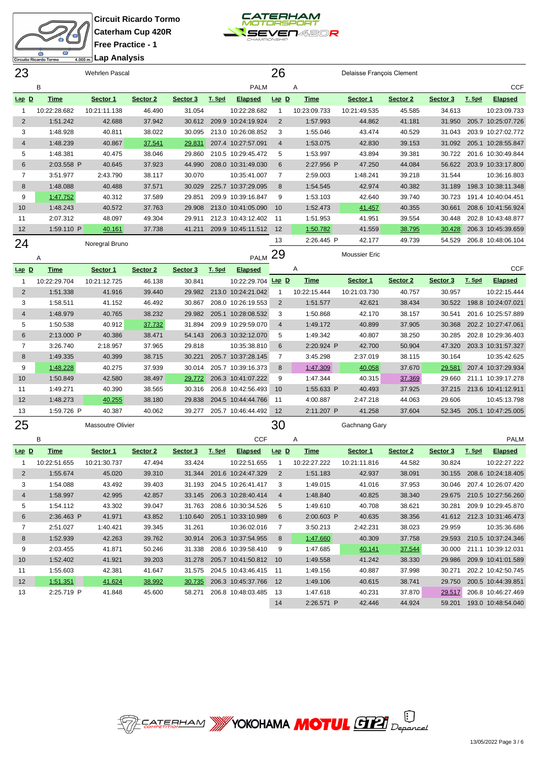Circuit Ricardo Tormo
Caterham Cup 420R
Free Practice - 1
Lap Analysis

## 23 Wehrlen Pascal — B — PALM

| Lap | D | Time | Sector 1 | Sector 2 | Sector 3 | T. Spd | Elapsed |
|---|---|---|---|---|---|---|---|
| 1 | | 10:22:28.682 | 10:21:11.138 | 46.490 | 31.054 | | 10:22:28.682 |
| 2 | | 1:51.242 | 42.688 | 37.942 | 30.612 | 209.9 | 10:24:19.924 |
| 3 | | 1:48.928 | 40.811 | 38.022 | 30.095 | 213.0 | 10:26:08.852 |
| 4 | | 1:48.239 | 40.867 | 37.541 | 29.831 | 207.4 | 10:27:57.091 |
| 5 | | 1:48.381 | 40.475 | 38.046 | 29.860 | 210.5 | 10:29:45.472 |
| 6 | | 2:03.558 P | 40.645 | 37.923 | 44.990 | 208.0 | 10:31:49.030 |
| 7 | | 3:51.977 | 2:43.790 | 38.117 | 30.070 | | 10:35:41.007 |
| 8 | | 1:48.088 | 40.488 | 37.571 | 30.029 | 225.7 | 10:37:29.095 |
| 9 | | 1:47.752 | 40.312 | 37.589 | 29.851 | 209.9 | 10:39:16.847 |
| 10 | | 1:48.243 | 40.572 | 37.763 | 29.908 | 213.0 | 10:41:05.090 |
| 11 | | 2:07.312 | 48.097 | 49.304 | 29.911 | 212.3 | 10:43:12.402 |
| 12 | | 1:59.110 P | 40.161 | 37.738 | 41.211 | 209.9 | 10:45:11.512 |

## 24 Noregral Bruno — A — PALM

| Lap | D | Time | Sector 1 | Sector 2 | Sector 3 | T. Spd | Elapsed |
|---|---|---|---|---|---|---|---|
| 1 | | 10:22:29.704 | 10:21:12.725 | 46.138 | 30.841 | | 10:22:29.704 |
| 2 | | 1:51.338 | 41.916 | 39.440 | 29.982 | 213.0 | 10:24:21.042 |
| 3 | | 1:58.511 | 41.152 | 46.492 | 30.867 | 208.0 | 10:26:19.553 |
| 4 | | 1:48.979 | 40.765 | 38.232 | 29.982 | 205.1 | 10:28:08.532 |
| 5 | | 1:50.538 | 40.912 | 37.732 | 31.894 | 209.9 | 10:29:59.070 |
| 6 | | 2:13.000 P | 40.386 | 38.471 | 54.143 | 206.3 | 10:32:12.070 |
| 7 | | 3:26.740 | 2:18.957 | 37.965 | 29.818 | | 10:35:38.810 |
| 8 | | 1:49.335 | 40.399 | 38.715 | 30.221 | 205.7 | 10:37:28.145 |
| 9 | | 1:48.228 | 40.275 | 37.939 | 30.014 | 205.7 | 10:39:16.373 |
| 10 | | 1:50.849 | 42.580 | 38.497 | 29.772 | 206.3 | 10:41:07.222 |
| 11 | | 1:49.271 | 40.390 | 38.565 | 30.316 | 206.8 | 10:42:56.493 |
| 12 | | 1:48.273 | 40.255 | 38.180 | 29.838 | 204.5 | 10:44:44.766 |
| 13 | | 1:59.726 P | 40.387 | 40.062 | 39.277 | 205.7 | 10:46:44.492 |

## 25 Massoutre Olivier — B — CCF

| Lap | D | Time | Sector 1 | Sector 2 | Sector 3 | T. Spd | Elapsed |
|---|---|---|---|---|---|---|---|
| 1 | | 10:22:51.655 | 10:21:30.737 | 47.494 | 33.424 | | 10:22:51.655 |
| 2 | | 1:55.674 | 45.020 | 39.310 | 31.344 | 201.6 | 10:24:47.329 |
| 3 | | 1:54.088 | 43.492 | 39.403 | 31.193 | 204.5 | 10:26:41.417 |
| 4 | | 1:58.997 | 42.995 | 42.857 | 33.145 | 206.3 | 10:28:40.414 |
| 5 | | 1:54.112 | 43.302 | 39.047 | 31.763 | 208.6 | 10:30:34.526 |
| 6 | | 2:36.463 P | 41.971 | 43.852 | 1:10.640 | 205.1 | 10:33:10.989 |
| 7 | | 2:51.027 | 1:40.421 | 39.345 | 31.261 | | 10:36:02.016 |
| 8 | | 1:52.939 | 42.263 | 39.762 | 30.914 | 206.3 | 10:37:54.955 |
| 9 | | 2:03.455 | 41.871 | 50.246 | 31.338 | 208.6 | 10:39:58.410 |
| 10 | | 1:52.402 | 41.921 | 39.203 | 31.278 | 205.7 | 10:41:50.812 |
| 11 | | 1:55.603 | 42.381 | 41.647 | 31.575 | 204.5 | 10:43:46.415 |
| 12 | | 1:51.351 | 41.624 | 38.992 | 30.735 | 206.3 | 10:45:37.766 |
| 13 | | 2:25.719 P | 41.848 | 45.600 | 58.271 | 206.8 | 10:48:03.485 |

## 26 Delaisse François Clement — A — CCF

| Lap | D | Time | Sector 1 | Sector 2 | Sector 3 | T. Spd | Elapsed |
|---|---|---|---|---|---|---|---|
| 1 | | 10:23:09.733 | 10:21:49.535 | 45.585 | 34.613 | | 10:23:09.733 |
| 2 | | 1:57.993 | 44.862 | 41.181 | 31.950 | 205.7 | 10:25:07.726 |
| 3 | | 1:55.046 | 43.474 | 40.529 | 31.043 | 203.9 | 10:27:02.772 |
| 4 | | 1:53.075 | 42.830 | 39.153 | 31.092 | 205.1 | 10:28:55.847 |
| 5 | | 1:53.997 | 43.894 | 39.381 | 30.722 | 201.6 | 10:30:49.844 |
| 6 | | 2:27.956 P | 47.250 | 44.084 | 56.622 | 203.9 | 10:33:17.800 |
| 7 | | 2:59.003 | 1:48.241 | 39.218 | 31.544 | | 10:36:16.803 |
| 8 | | 1:54.545 | 42.974 | 40.382 | 31.189 | 198.3 | 10:38:11.348 |
| 9 | | 1:53.103 | 42.640 | 39.740 | 30.723 | 191.4 | 10:40:04.451 |
| 10 | | 1:52.473 | 41.457 | 40.355 | 30.661 | 208.6 | 10:41:56.924 |
| 11 | | 1:51.953 | 41.951 | 39.554 | 30.448 | 202.8 | 10:43:48.877 |
| 12 | | 1:50.782 | 41.559 | 38.795 | 30.428 | 206.3 | 10:45:39.659 |
| 13 | | 2:26.445 P | 42.177 | 49.739 | 54.529 | 206.8 | 10:48:06.104 |

## 29 Moussier Eric — A — CCF

| Lap | D | Time | Sector 1 | Sector 2 | Sector 3 | T. Spd | Elapsed |
|---|---|---|---|---|---|---|---|
| 1 | | 10:22:15.444 | 10:21:03.730 | 40.757 | 30.957 | | 10:22:15.444 |
| 2 | | 1:51.577 | 42.621 | 38.434 | 30.522 | 198.8 | 10:24:07.021 |
| 3 | | 1:50.868 | 42.170 | 38.157 | 30.541 | 201.6 | 10:25:57.889 |
| 4 | | 1:49.172 | 40.899 | 37.905 | 30.368 | 202.2 | 10:27:47.061 |
| 5 | | 1:49.342 | 40.807 | 38.250 | 30.285 | 202.8 | 10:29:36.403 |
| 6 | | 2:20.924 P | 42.700 | 50.904 | 47.320 | 203.3 | 10:31:57.327 |
| 7 | | 3:45.298 | 2:37.019 | 38.115 | 30.164 | | 10:35:42.625 |
| 8 | | 1:47.309 | 40.058 | 37.670 | 29.581 | 207.4 | 10:37:29.934 |
| 9 | | 1:47.344 | 40.315 | 37.369 | 29.660 | 211.1 | 10:39:17.278 |
| 10 | | 1:55.633 P | 40.493 | 37.925 | 37.215 | 213.6 | 10:41:12.911 |
| 11 | | 4:00.887 | 2:47.218 | 44.063 | 29.606 | | 10:45:13.798 |
| 12 | | 2:11.207 P | 41.258 | 37.604 | 52.345 | 205.1 | 10:47:25.005 |

## 30 Gachnang Gary — A — PALM

| Lap | D | Time | Sector 1 | Sector 2 | Sector 3 | T. Spd | Elapsed |
|---|---|---|---|---|---|---|---|
| 1 | | 10:22:27.222 | 10:21:11.816 | 44.582 | 30.824 | | 10:22:27.222 |
| 2 | | 1:51.183 | 42.937 | 38.091 | 30.155 | 208.6 | 10:24:18.405 |
| 3 | | 1:49.015 | 41.016 | 37.953 | 30.046 | 207.4 | 10:26:07.420 |
| 4 | | 1:48.840 | 40.825 | 38.340 | 29.675 | 210.5 | 10:27:56.260 |
| 5 | | 1:49.610 | 40.708 | 38.621 | 30.281 | 209.9 | 10:29:45.870 |
| 6 | | 2:00.603 P | 40.635 | 38.356 | 41.612 | 212.3 | 10:31:46.473 |
| 7 | | 3:50.213 | 2:42.231 | 38.023 | 29.959 | | 10:35:36.686 |
| 8 | | 1:47.660 | 40.309 | 37.758 | 29.593 | 210.5 | 10:37:24.346 |
| 9 | | 1:47.685 | 40.141 | 37.544 | 30.000 | 211.1 | 10:39:12.031 |
| 10 | | 1:49.558 | 41.242 | 38.330 | 29.986 | 209.9 | 10:41:01.589 |
| 11 | | 1:49.156 | 40.887 | 37.998 | 30.271 | 202.2 | 10:42:50.745 |
| 12 | | 1:49.106 | 40.615 | 38.741 | 29.750 | 200.5 | 10:44:39.851 |
| 13 | | 1:47.618 | 40.231 | 37.870 | 29.517 | 206.8 | 10:46:27.469 |
| 14 | | 2:26.571 P | 42.446 | 44.924 | 59.201 | 193.0 | 10:48:54.040 |

13/05/2022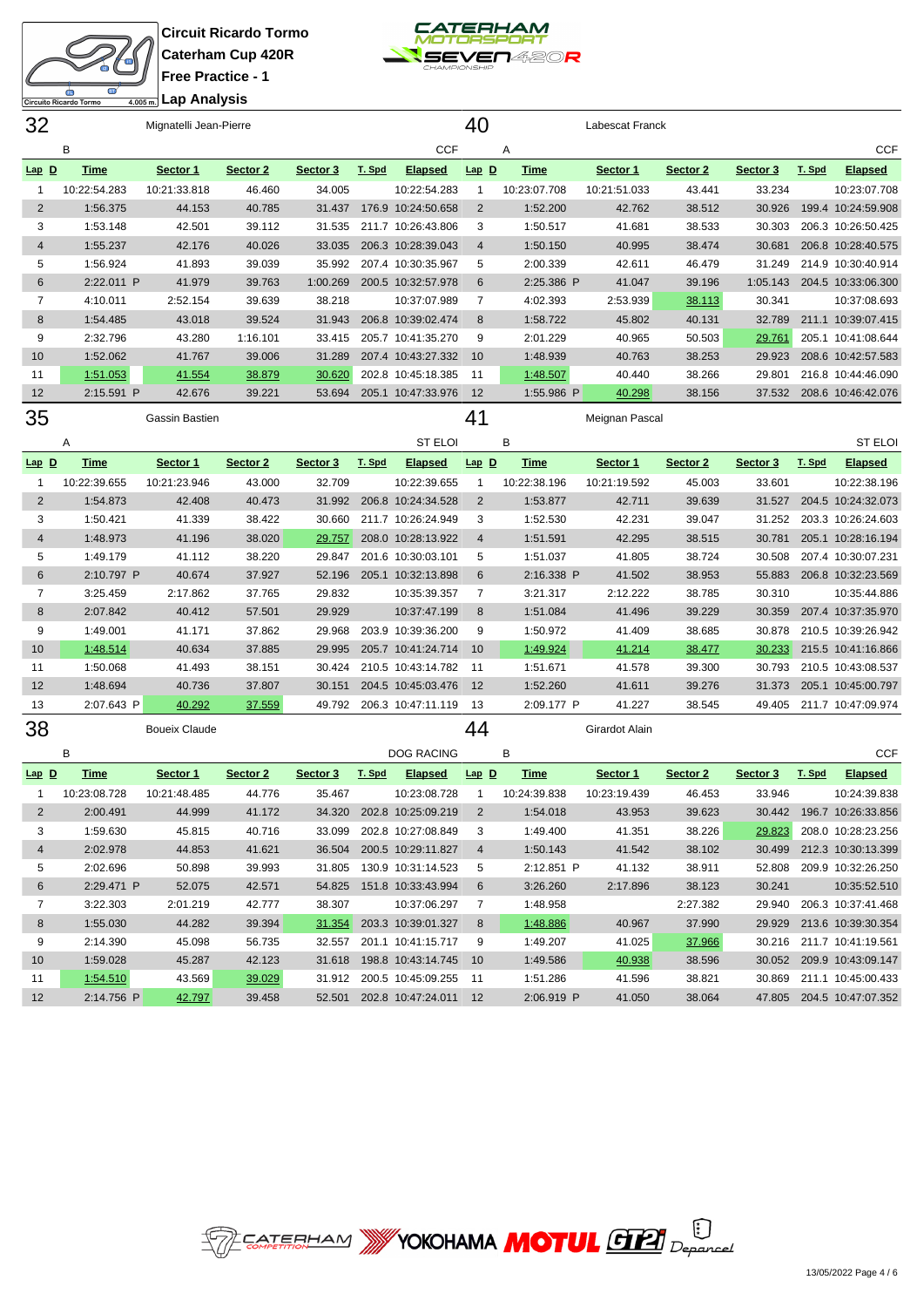# Circuit Ricardo Tormo
## Caterham Cup 420R
## Free Practice - 1
## Lap Analysis

### 32 — Mignatelli Jean-Pierre — B — CCF

| Lap | D | Time | Sector 1 | Sector 2 | Sector 3 | T. Spd | Elapsed |
|---|---|---|---|---|---|---|---|
| 1 | | 10:22:54.283 | 10:21:33.818 | 46.460 | 34.005 | | 10:22:54.283 |
| 2 | | 1:56.375 | 44.153 | 40.785 | 31.437 | 176.9 | 10:24:50.658 |
| 3 | | 1:53.148 | 42.501 | 39.112 | 31.535 | 211.7 | 10:26:43.806 |
| 4 | | 1:55.237 | 42.176 | 40.026 | 33.035 | 206.3 | 10:28:39.043 |
| 5 | | 1:56.924 | 41.893 | 39.039 | 35.992 | 207.4 | 10:30:35.967 |
| 6 | | 2:22.011 P | 41.979 | 39.763 | 1:00.269 | 200.5 | 10:32:57.978 |
| 7 | | 4:10.011 | 2:52.154 | 39.639 | 38.218 | | 10:37:07.989 |
| 8 | | 1:54.485 | 43.018 | 39.524 | 31.943 | 206.8 | 10:39:02.474 |
| 9 | | 2:32.796 | 43.280 | 1:16.101 | 33.415 | 205.7 | 10:41:35.270 |
| 10 | | 1:52.062 | 41.767 | 39.006 | 31.289 | 207.4 | 10:43:27.332 |
| 11 | | 1:51.053 | 41.554 | 38.879 | 30.620 | 202.8 | 10:45:18.385 |
| 12 | | 2:15.591 P | 42.676 | 39.221 | 53.694 | 205.1 | 10:47:33.976 |

### 40 — Labescat Franck — A — CCF

| Lap | D | Time | Sector 1 | Sector 2 | Sector 3 | T. Spd | Elapsed |
|---|---|---|---|---|---|---|---|
| 1 | | 10:23:07.708 | 10:21:51.033 | 43.441 | 33.234 | | 10:23:07.708 |
| 2 | | 1:52.200 | 42.762 | 38.512 | 30.926 | 199.4 | 10:24:59.908 |
| 3 | | 1:50.517 | 41.681 | 38.533 | 30.303 | 206.3 | 10:26:50.425 |
| 4 | | 1:50.150 | 40.995 | 38.474 | 30.681 | 206.8 | 10:28:40.575 |
| 5 | | 2:00.339 | 42.611 | 46.479 | 31.249 | 214.9 | 10:30:40.914 |
| 6 | | 2:25.386 P | 41.047 | 39.196 | 1:05.143 | 204.5 | 10:33:06.300 |
| 7 | | 4:02.393 | 2:53.939 | 38.113 | 30.341 | | 10:37:08.693 |
| 8 | | 1:58.722 | 45.802 | 40.131 | 32.789 | 211.1 | 10:39:07.415 |
| 9 | | 2:01.229 | 40.965 | 50.503 | 29.761 | 205.1 | 10:41:08.644 |
| 10 | | 1:48.939 | 40.763 | 38.253 | 29.923 | 208.6 | 10:42:57.583 |
| 11 | | 1:48.507 | 40.440 | 38.266 | 29.801 | 216.8 | 10:44:46.090 |
| 12 | | 1:55.986 P | 40.298 | 38.156 | 37.532 | 208.6 | 10:46:42.076 |

### 35 — Gassin Bastien — A — ST ELOI

| Lap | D | Time | Sector 1 | Sector 2 | Sector 3 | T. Spd | Elapsed |
|---|---|---|---|---|---|---|---|
| 1 | | 10:22:39.655 | 10:21:23.946 | 43.000 | 32.709 | | 10:22:39.655 |
| 2 | | 1:54.873 | 42.408 | 40.473 | 31.992 | 206.8 | 10:24:34.528 |
| 3 | | 1:50.421 | 41.339 | 38.422 | 30.660 | 211.7 | 10:26:24.949 |
| 4 | | 1:48.973 | 41.196 | 38.020 | 29.757 | 208.0 | 10:28:13.922 |
| 5 | | 1:49.179 | 41.112 | 38.220 | 29.847 | 201.6 | 10:30:03.101 |
| 6 | | 2:10.797 P | 40.674 | 37.927 | 52.196 | 205.1 | 10:32:13.898 |
| 7 | | 3:25.459 | 2:17.862 | 37.765 | 29.832 | | 10:35:39.357 |
| 8 | | 2:07.842 | 40.412 | 57.501 | 29.929 | | 10:37:47.199 |
| 9 | | 1:49.001 | 41.171 | 37.862 | 29.968 | 203.9 | 10:39:36.200 |
| 10 | | 1:48.514 | 40.634 | 37.885 | 29.995 | 205.7 | 10:41:24.714 |
| 11 | | 1:50.068 | 41.493 | 38.151 | 30.424 | 210.5 | 10:43:14.782 |
| 12 | | 1:48.694 | 40.736 | 37.807 | 30.151 | 204.5 | 10:45:03.476 |
| 13 | | 2:07.643 P | 40.292 | 37.559 | 49.792 | 206.3 | 10:47:11.119 |

### 41 — Meignan Pascal — B — ST ELOI

| Lap | D | Time | Sector 1 | Sector 2 | Sector 3 | T. Spd | Elapsed |
|---|---|---|---|---|---|---|---|
| 1 | | 10:22:38.196 | 10:21:19.592 | 45.003 | 33.601 | | 10:22:38.196 |
| 2 | | 1:53.877 | 42.711 | 39.639 | 31.527 | 204.5 | 10:24:32.073 |
| 3 | | 1:52.530 | 42.231 | 39.047 | 31.252 | 203.3 | 10:26:24.603 |
| 4 | | 1:51.591 | 42.295 | 38.515 | 30.781 | 205.1 | 10:28:16.194 |
| 5 | | 1:51.037 | 41.805 | 38.724 | 30.508 | 207.4 | 10:30:07.231 |
| 6 | | 2:16.338 P | 41.502 | 38.953 | 55.883 | 206.8 | 10:32:23.569 |
| 7 | | 3:21.317 | 2:12.222 | 38.785 | 30.310 | | 10:35:44.886 |
| 8 | | 1:51.084 | 41.496 | 39.229 | 30.359 | 207.4 | 10:37:35.970 |
| 9 | | 1:50.972 | 41.409 | 38.685 | 30.878 | 210.5 | 10:39:26.942 |
| 10 | | 1:49.924 | 41.214 | 38.477 | 30.233 | 215.5 | 10:41:16.866 |
| 11 | | 1:51.671 | 41.578 | 39.300 | 30.793 | 210.5 | 10:43:08.537 |
| 12 | | 1:52.260 | 41.611 | 39.276 | 31.373 | 205.1 | 10:45:00.797 |
| 13 | | 2:09.177 P | 41.227 | 38.545 | 49.405 | 211.7 | 10:47:09.974 |

### 38 — Boueix Claude — B — DOG RACING

| Lap | D | Time | Sector 1 | Sector 2 | Sector 3 | T. Spd | Elapsed |
|---|---|---|---|---|---|---|---|
| 1 | | 10:23:08.728 | 10:21:48.485 | 44.776 | 35.467 | | 10:23:08.728 |
| 2 | | 2:00.491 | 44.999 | 41.172 | 34.320 | 202.8 | 10:25:09.219 |
| 3 | | 1:59.630 | 45.815 | 40.716 | 33.099 | 202.8 | 10:27:08.849 |
| 4 | | 2:02.978 | 44.853 | 41.621 | 36.504 | 200.5 | 10:29:11.827 |
| 5 | | 2:02.696 | 50.898 | 39.993 | 31.805 | 130.9 | 10:31:14.523 |
| 6 | | 2:29.471 P | 52.075 | 42.571 | 54.825 | 151.8 | 10:33:43.994 |
| 7 | | 3:22.303 | 2:01.219 | 42.777 | 38.307 | | 10:37:06.297 |
| 8 | | 1:55.030 | 44.282 | 39.394 | 31.354 | 203.3 | 10:39:01.327 |
| 9 | | 2:14.390 | 45.098 | 56.735 | 32.557 | 201.1 | 10:41:15.717 |
| 10 | | 1:59.028 | 45.287 | 42.123 | 31.618 | 198.8 | 10:43:14.745 |
| 11 | | 1:54.510 | 43.569 | 39.029 | 31.912 | 200.5 | 10:45:09.255 |
| 12 | | 2:14.756 P | 42.797 | 39.458 | 52.501 | 202.8 | 10:47:24.011 |

### 44 — Girardot Alain — B — CCF

| Lap | D | Time | Sector 1 | Sector 2 | Sector 3 | T. Spd | Elapsed |
|---|---|---|---|---|---|---|---|
| 1 | | 10:24:39.838 | 10:23:19.439 | 46.453 | 33.946 | | 10:24:39.838 |
| 2 | | 1:54.018 | 43.953 | 39.623 | 30.442 | 196.7 | 10:26:33.856 |
| 3 | | 1:49.400 | 41.351 | 38.226 | 29.823 | 208.0 | 10:28:23.256 |
| 4 | | 1:50.143 | 41.542 | 38.102 | 30.499 | 212.3 | 10:30:13.399 |
| 5 | | 2:12.851 P | 41.132 | 38.911 | 52.808 | 209.9 | 10:32:26.250 |
| 6 | | 3:26.260 | 2:17.896 | 38.123 | 30.241 | | 10:35:52.510 |
| 7 | | 1:48.958 | | 2:27.382 | 29.940 | 206.3 | 10:37:41.468 |
| 8 | | 1:48.886 | 40.967 | 37.990 | 29.929 | 213.6 | 10:39:30.354 |
| 9 | | 1:49.207 | 41.025 | 37.966 | 30.216 | 211.7 | 10:41:19.561 |
| 10 | | 1:49.586 | 40.938 | 38.596 | 30.052 | 209.9 | 10:43:09.147 |
| 11 | | 1:51.286 | 41.596 | 38.821 | 30.869 | 211.1 | 10:45:00.433 |
| 12 | | 2:06.919 P | 41.050 | 38.064 | 47.805 | 204.5 | 10:47:07.352 |

13/05/2022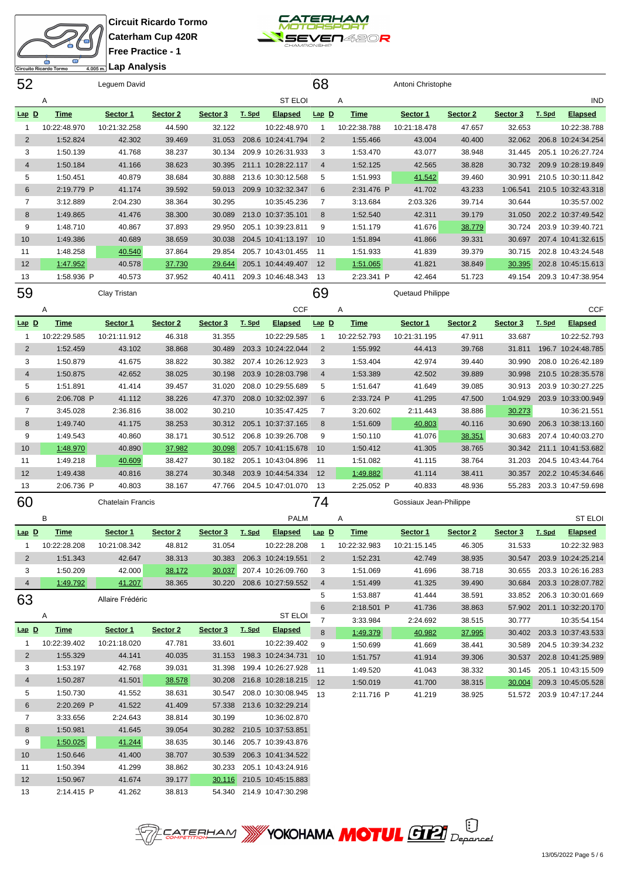Circuit Ricardo Tormo
Caterham Cup 420R
Free Practice - 1
Lap Analysis

## 52 Leguem David

A — ST ELOI

| Lap | D | Time | Sector 1 | Sector 2 | Sector 3 | T. Spd | Elapsed |
|---|---|---|---|---|---|---|---|
| 1 | | 10:22:48.970 | 10:21:32.258 | 44.590 | 32.122 | | 10:22:48.970 |
| 2 | | 1:52.824 | 42.302 | 39.469 | 31.053 | 208.6 | 10:24:41.794 |
| 3 | | 1:50.139 | 41.768 | 38.237 | 30.134 | 209.9 | 10:26:31.933 |
| 4 | | 1:50.184 | 41.166 | 38.623 | 30.395 | 211.1 | 10:28:22.117 |
| 5 | | 1:50.451 | 40.879 | 38.684 | 30.888 | 213.6 | 10:30:12.568 |
| 6 | | 2:19.779 P | 41.174 | 39.592 | 59.013 | 209.9 | 10:32:32.347 |
| 7 | | 3:12.889 | 2:04.230 | 38.364 | 30.295 | | 10:35:45.236 |
| 8 | | 1:49.865 | 41.476 | 38.300 | 30.089 | 213.0 | 10:37:35.101 |
| 9 | | 1:48.710 | 40.867 | 37.893 | 29.950 | 205.1 | 10:39:23.811 |
| 10 | | 1:49.386 | 40.689 | 38.659 | 30.038 | 204.5 | 10:41:13.197 |
| 11 | | 1:48.258 | 40.540 | 37.864 | 29.854 | 205.7 | 10:43:01.455 |
| 12 | | 1:47.952 | 40.578 | 37.730 | 29.644 | 205.1 | 10:44:49.407 |
| 13 | | 1:58.936 P | 40.573 | 37.952 | 40.411 | 209.3 | 10:46:48.343 |

## 59 Clay Tristan

A — CCF

| Lap | D | Time | Sector 1 | Sector 2 | Sector 3 | T. Spd | Elapsed |
|---|---|---|---|---|---|---|---|
| 1 | | 10:22:29.585 | 10:21:11.912 | 46.318 | 31.355 | | 10:22:29.585 |
| 2 | | 1:52.459 | 43.102 | 38.868 | 30.489 | 203.3 | 10:24:22.044 |
| 3 | | 1:50.879 | 41.675 | 38.822 | 30.382 | 207.4 | 10:26:12.923 |
| 4 | | 1:50.875 | 42.652 | 38.025 | 30.198 | 203.9 | 10:28:03.798 |
| 5 | | 1:51.891 | 41.414 | 39.457 | 31.020 | 208.0 | 10:29:55.689 |
| 6 | | 2:06.708 P | 41.112 | 38.226 | 47.370 | 208.0 | 10:32:02.397 |
| 7 | | 3:45.028 | 2:36.816 | 38.002 | 30.210 | | 10:35:47.425 |
| 8 | | 1:49.740 | 41.175 | 38.253 | 30.312 | 205.1 | 10:37:37.165 |
| 9 | | 1:49.543 | 40.860 | 38.171 | 30.512 | 206.8 | 10:39:26.708 |
| 10 | | 1:48.970 | 40.890 | 37.982 | 30.098 | 205.7 | 10:41:15.678 |
| 11 | | 1:49.218 | 40.609 | 38.427 | 30.182 | 205.1 | 10:43:04.896 |
| 12 | | 1:49.438 | 40.816 | 38.274 | 30.348 | 203.9 | 10:44:54.334 |
| 13 | | 2:06.736 P | 40.803 | 38.167 | 47.766 | 204.5 | 10:47:01.070 |

## 60 Chatelain Francis

B — PALM

| Lap | D | Time | Sector 1 | Sector 2 | Sector 3 | T. Spd | Elapsed |
|---|---|---|---|---|---|---|---|
| 1 | | 10:22:28.208 | 10:21:08.342 | 48.812 | 31.054 | | 10:22:28.208 |
| 2 | | 1:51.343 | 42.647 | 38.313 | 30.383 | 206.3 | 10:24:19.551 |
| 3 | | 1:50.209 | 42.000 | 38.172 | 30.037 | 207.4 | 10:26:09.760 |
| 4 | | 1:49.792 | 41.207 | 38.365 | 30.220 | 208.6 | 10:27:59.552 |

## 63 Allaire Frédéric

A — ST ELOI

| Lap | D | Time | Sector 1 | Sector 2 | Sector 3 | T. Spd | Elapsed |
|---|---|---|---|---|---|---|---|
| 1 | | 10:22:39.402 | 10:21:18.020 | 47.781 | 33.601 | | 10:22:39.402 |
| 2 | | 1:55.329 | 44.141 | 40.035 | 31.153 | 198.3 | 10:24:34.731 |
| 3 | | 1:53.197 | 42.768 | 39.031 | 31.398 | 199.4 | 10:26:27.928 |
| 4 | | 1:50.287 | 41.501 | 38.578 | 30.208 | 216.8 | 10:28:18.215 |
| 5 | | 1:50.730 | 41.552 | 38.631 | 30.547 | 208.0 | 10:30:08.945 |
| 6 | | 2:20.269 P | 41.522 | 41.409 | 57.338 | 213.6 | 10:32:29.214 |
| 7 | | 3:33.656 | 2:24.643 | 38.814 | 30.199 | | 10:36:02.870 |
| 8 | | 1:50.981 | 41.645 | 39.054 | 30.282 | 210.5 | 10:37:53.851 |
| 9 | | 1:50.025 | 41.244 | 38.635 | 30.146 | 205.7 | 10:39:43.876 |
| 10 | | 1:50.646 | 41.400 | 38.707 | 30.539 | 206.3 | 10:41:34.522 |
| 11 | | 1:50.394 | 41.299 | 38.862 | 30.233 | 205.1 | 10:43:24.916 |
| 12 | | 1:50.967 | 41.674 | 39.177 | 30.116 | 210.5 | 10:45:15.883 |
| 13 | | 2:14.415 P | 41.262 | 38.813 | 54.340 | 214.9 | 10:47:30.298 |

## 68 Antoni Christophe

A — IND

| Lap | D | Time | Sector 1 | Sector 2 | Sector 3 | T. Spd | Elapsed |
|---|---|---|---|---|---|---|---|
| 1 | | 10:22:38.788 | 10:21:18.478 | 47.657 | 32.653 | | 10:22:38.788 |
| 2 | | 1:55.466 | 43.004 | 40.400 | 32.062 | 206.8 | 10:24:34.254 |
| 3 | | 1:53.470 | 43.077 | 38.948 | 31.445 | 205.1 | 10:26:27.724 |
| 4 | | 1:52.125 | 42.565 | 38.828 | 30.732 | 209.9 | 10:28:19.849 |
| 5 | | 1:51.993 | 41.542 | 39.460 | 30.991 | 210.5 | 10:30:11.842 |
| 6 | | 2:31.476 P | 41.702 | 43.233 | 1:06.541 | 210.5 | 10:32:43.318 |
| 7 | | 3:13.684 | 2:03.326 | 39.714 | 30.644 | | 10:35:57.002 |
| 8 | | 1:52.540 | 42.311 | 39.179 | 31.050 | 202.2 | 10:37:49.542 |
| 9 | | 1:51.179 | 41.676 | 38.779 | 30.724 | 203.9 | 10:39:40.721 |
| 10 | | 1:51.894 | 41.866 | 39.331 | 30.697 | 207.4 | 10:41:32.615 |
| 11 | | 1:51.933 | 41.839 | 39.379 | 30.715 | 202.8 | 10:43:24.548 |
| 12 | | 1:51.065 | 41.821 | 38.849 | 30.395 | 202.8 | 10:45:15.613 |
| 13 | | 2:23.341 P | 42.464 | 51.723 | 49.154 | 209.3 | 10:47:38.954 |

## 69 Quetaud Philippe

A — CCF

| Lap | D | Time | Sector 1 | Sector 2 | Sector 3 | T. Spd | Elapsed |
|---|---|---|---|---|---|---|---|
| 1 | | 10:22:52.793 | 10:21:31.195 | 47.911 | 33.687 | | 10:22:52.793 |
| 2 | | 1:55.992 | 44.413 | 39.768 | 31.811 | 196.7 | 10:24:48.785 |
| 3 | | 1:53.404 | 42.974 | 39.440 | 30.990 | 208.0 | 10:26:42.189 |
| 4 | | 1:53.389 | 42.502 | 39.889 | 30.998 | 210.5 | 10:28:35.578 |
| 5 | | 1:51.647 | 41.649 | 39.085 | 30.913 | 203.9 | 10:30:27.225 |
| 6 | | 2:33.724 P | 41.295 | 47.500 | 1:04.929 | 203.9 | 10:33:00.949 |
| 7 | | 3:20.602 | 2:11.443 | 38.886 | 30.273 | | 10:36:21.551 |
| 8 | | 1:51.609 | 40.803 | 40.116 | 30.690 | 206.3 | 10:38:13.160 |
| 9 | | 1:50.110 | 41.076 | 38.351 | 30.683 | 207.4 | 10:40:03.270 |
| 10 | | 1:50.412 | 41.305 | 38.765 | 30.342 | 211.1 | 10:41:53.682 |
| 11 | | 1:51.082 | 41.115 | 38.764 | 31.203 | 204.5 | 10:43:44.764 |
| 12 | | 1:49.882 | 41.114 | 38.411 | 30.357 | 202.2 | 10:45:34.646 |
| 13 | | 2:25.052 P | 40.833 | 48.936 | 55.283 | 203.3 | 10:47:59.698 |

## 74 Gossiaux Jean-Philippe

A — ST ELOI

| Lap | D | Time | Sector 1 | Sector 2 | Sector 3 | T. Spd | Elapsed |
|---|---|---|---|---|---|---|---|
| 1 | | 10:22:32.983 | 10:21:15.145 | 46.305 | 31.533 | | 10:22:32.983 |
| 2 | | 1:52.231 | 42.749 | 38.935 | 30.547 | 203.9 | 10:24:25.214 |
| 3 | | 1:51.069 | 41.696 | 38.718 | 30.655 | 203.3 | 10:26:16.283 |
| 4 | | 1:51.499 | 41.325 | 39.490 | 30.684 | 203.3 | 10:28:07.782 |
| 5 | | 1:53.887 | 41.444 | 38.591 | 33.852 | 206.3 | 10:30:01.669 |
| 6 | | 2:18.501 P | 41.736 | 38.863 | 57.902 | 201.1 | 10:32:20.170 |
| 7 | | 3:33.984 | 2:24.692 | 38.515 | 30.777 | | 10:35:54.154 |
| 8 | | 1:49.379 | 40.982 | 37.995 | 30.402 | 203.3 | 10:37:43.533 |
| 9 | | 1:50.699 | 41.669 | 38.441 | 30.589 | 204.5 | 10:39:34.232 |
| 10 | | 1:51.757 | 41.914 | 39.306 | 30.537 | 202.8 | 10:41:25.989 |
| 11 | | 1:49.520 | 41.043 | 38.332 | 30.145 | 205.1 | 10:43:15.509 |
| 12 | | 1:50.019 | 41.700 | 38.315 | 30.004 | 209.3 | 10:45:05.528 |
| 13 | | 2:11.716 P | 41.219 | 38.925 | 51.572 | 203.9 | 10:47:17.244 |

13/05/2022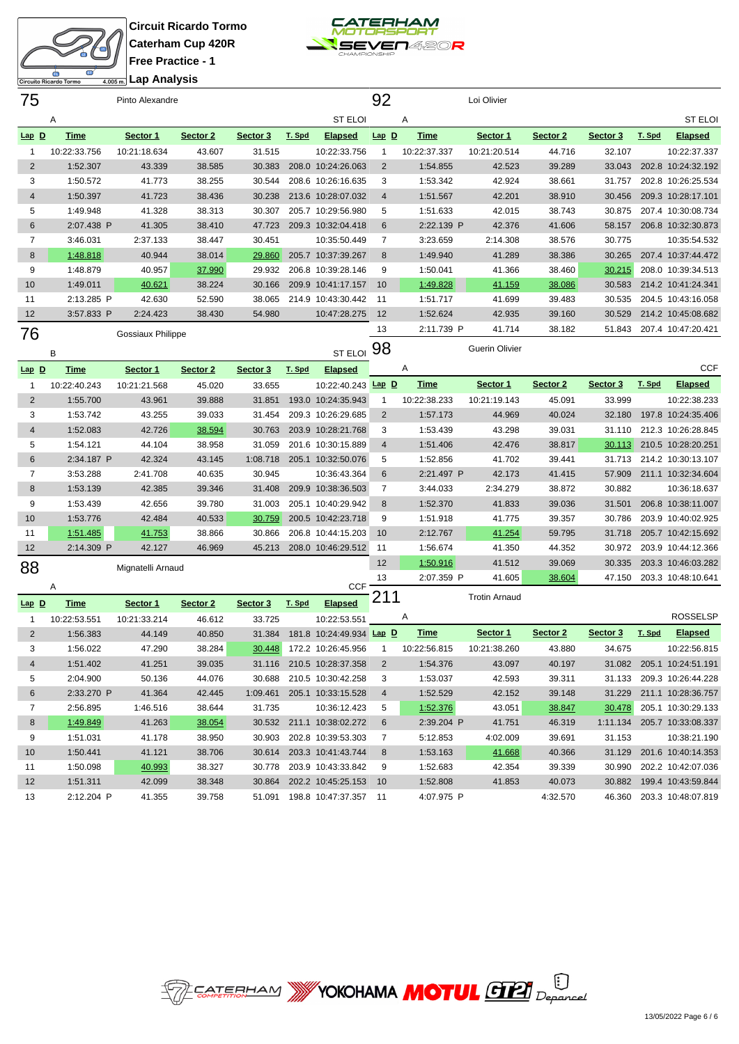**Circuit Ricardo Tormo**
**Caterham Cup 420R**
**Free Practice - 1**
**Lap Analysis**

## 75 Pinto Alexandre

A — ST ELOI

| Lap | D | Time | Sector 1 | Sector 2 | Sector 3 | T. Spd | Elapsed |
|---|---|---|---|---|---|---|---|
| 1 | | 10:22:33.756 | 10:21:18.634 | 43.607 | 31.515 | | 10:22:33.756 |
| 2 | | 1:52.307 | 43.339 | 38.585 | 30.383 | 208.0 | 10:24:26.063 |
| 3 | | 1:50.572 | 41.773 | 38.255 | 30.544 | 208.6 | 10:26:16.635 |
| 4 | | 1:50.397 | 41.723 | 38.436 | 30.238 | 213.6 | 10:28:07.032 |
| 5 | | 1:49.948 | 41.328 | 38.313 | 30.307 | 205.7 | 10:29:56.980 |
| 6 | | 2:07.438 P | 41.305 | 38.410 | 47.723 | 209.3 | 10:32:04.418 |
| 7 | | 3:46.031 | 2:37.133 | 38.447 | 30.451 | | 10:35:50.449 |
| 8 | | 1:48.818 | 40.944 | 38.014 | 29.860 | 205.7 | 10:37:39.267 |
| 9 | | 1:48.879 | 40.957 | 37.990 | 29.932 | 206.8 | 10:39:28.146 |
| 10 | | 1:49.011 | 40.621 | 38.224 | 30.166 | 209.9 | 10:41:17.157 |
| 11 | | 2:13.285 P | 42.630 | 52.590 | 38.065 | 214.9 | 10:43:30.442 |
| 12 | | 3:57.833 P | 2:24.423 | 38.430 | 54.980 | | 10:47:28.275 |

## 76 Gossiaux Philippe

B — ST ELOI

| Lap | D | Time | Sector 1 | Sector 2 | Sector 3 | T. Spd | Elapsed |
|---|---|---|---|---|---|---|---|
| 1 | | 10:22:40.243 | 10:21:21.568 | 45.020 | 33.655 | | 10:22:40.243 |
| 2 | | 1:55.700 | 43.961 | 39.888 | 31.851 | 193.0 | 10:24:35.943 |
| 3 | | 1:53.742 | 43.255 | 39.033 | 31.454 | 209.3 | 10:26:29.685 |
| 4 | | 1:52.083 | 42.726 | 38.594 | 30.763 | 203.9 | 10:28:21.768 |
| 5 | | 1:54.121 | 44.104 | 38.958 | 31.059 | 201.6 | 10:30:15.889 |
| 6 | | 2:34.187 P | 42.324 | 43.145 | 1:08.718 | 205.1 | 10:32:50.076 |
| 7 | | 3:53.288 | 2:41.708 | 40.635 | 30.945 | | 10:36:43.364 |
| 8 | | 1:53.139 | 42.385 | 39.346 | 31.408 | 209.9 | 10:38:36.503 |
| 9 | | 1:53.439 | 42.656 | 39.780 | 31.003 | 205.1 | 10:40:29.942 |
| 10 | | 1:53.776 | 42.484 | 40.533 | 30.759 | 200.5 | 10:42:23.718 |
| 11 | | 1:51.485 | 41.753 | 38.866 | 30.866 | 206.8 | 10:44:15.203 |
| 12 | | 2:14.309 P | 42.127 | 46.969 | 45.213 | 208.0 | 10:46:29.512 |

## 88 Mignatelli Arnaud

A — CCF

| Lap | D | Time | Sector 1 | Sector 2 | Sector 3 | T. Spd | Elapsed |
|---|---|---|---|---|---|---|---|
| 1 | | 10:22:53.551 | 10:21:33.214 | 46.612 | 33.725 | | 10:22:53.551 |
| 2 | | 1:56.383 | 44.149 | 40.850 | 31.384 | 181.8 | 10:24:49.934 |
| 3 | | 1:56.022 | 47.290 | 38.284 | 30.448 | 172.2 | 10:26:45.956 |
| 4 | | 1:51.402 | 41.251 | 39.035 | 31.116 | 210.5 | 10:28:37.358 |
| 5 | | 2:04.900 | 50.136 | 44.076 | 30.688 | 210.5 | 10:30:42.258 |
| 6 | | 2:33.270 P | 41.364 | 42.445 | 1:09.461 | 205.1 | 10:33:15.528 |
| 7 | | 2:56.895 | 1:46.516 | 38.644 | 31.735 | | 10:36:12.423 |
| 8 | | 1:49.849 | 41.263 | 38.054 | 30.532 | 211.1 | 10:38:02.272 |
| 9 | | 1:51.031 | 41.178 | 38.950 | 30.903 | 202.8 | 10:39:53.303 |
| 10 | | 1:50.441 | 41.121 | 38.706 | 30.614 | 203.3 | 10:41:43.744 |
| 11 | | 1:50.098 | 40.993 | 38.327 | 30.778 | 203.9 | 10:43:33.842 |
| 12 | | 1:51.311 | 42.099 | 38.348 | 30.864 | 202.2 | 10:45:25.153 |
| 13 | | 2:12.204 P | 41.355 | 39.758 | 51.091 | 198.8 | 10:47:37.357 |

## 92 Loi Olivier

A — ST ELOI

| Lap | D | Time | Sector 1 | Sector 2 | Sector 3 | T. Spd | Elapsed |
|---|---|---|---|---|---|---|---|
| 1 | | 10:22:37.337 | 10:21:20.514 | 44.716 | 32.107 | | 10:22:37.337 |
| 2 | | 1:54.855 | 42.523 | 39.289 | 33.043 | 202.8 | 10:24:32.192 |
| 3 | | 1:53.342 | 42.924 | 38.661 | 31.757 | 202.8 | 10:26:25.534 |
| 4 | | 1:51.567 | 42.201 | 38.910 | 30.456 | 209.3 | 10:28:17.101 |
| 5 | | 1:51.633 | 42.015 | 38.743 | 30.875 | 207.4 | 10:30:08.734 |
| 6 | | 2:22.139 P | 42.376 | 41.606 | 58.157 | 206.8 | 10:32:30.873 |
| 7 | | 3:23.659 | 2:14.308 | 38.576 | 30.775 | | 10:35:54.532 |
| 8 | | 1:49.940 | 41.289 | 38.386 | 30.265 | 207.4 | 10:37:44.472 |
| 9 | | 1:50.041 | 41.366 | 38.460 | 30.215 | 208.0 | 10:39:34.513 |
| 10 | | 1:49.828 | 41.159 | 38.086 | 30.583 | 214.2 | 10:41:24.341 |
| 11 | | 1:51.717 | 41.699 | 39.483 | 30.535 | 204.5 | 10:43:16.058 |
| 12 | | 1:52.624 | 42.935 | 39.160 | 30.529 | 214.2 | 10:45:08.682 |
| 13 | | 2:11.739 P | 41.714 | 38.182 | 51.843 | 207.4 | 10:47:20.421 |

## 98 Guerin Olivier

A — CCF

| Lap | D | Time | Sector 1 | Sector 2 | Sector 3 | T. Spd | Elapsed |
|---|---|---|---|---|---|---|---|
| 1 | | 10:22:38.233 | 10:21:19.143 | 45.091 | 33.999 | | 10:22:38.233 |
| 2 | | 1:57.173 | 44.969 | 40.024 | 32.180 | 197.8 | 10:24:35.406 |
| 3 | | 1:53.439 | 43.298 | 39.031 | 31.110 | 212.3 | 10:26:28.845 |
| 4 | | 1:51.406 | 42.476 | 38.817 | 30.113 | 210.5 | 10:28:20.251 |
| 5 | | 1:52.856 | 41.702 | 39.441 | 31.713 | 214.2 | 10:30:13.107 |
| 6 | | 2:21.497 P | 42.173 | 41.415 | 57.909 | 211.1 | 10:32:34.604 |
| 7 | | 3:44.033 | 2:34.279 | 38.872 | 30.882 | | 10:36:18.637 |
| 8 | | 1:52.370 | 41.833 | 39.036 | 31.501 | 206.8 | 10:38:11.007 |
| 9 | | 1:51.918 | 41.775 | 39.357 | 30.786 | 203.9 | 10:40:02.925 |
| 10 | | 2:12.767 | 41.254 | 59.795 | 31.718 | 205.7 | 10:42:15.692 |
| 11 | | 1:56.674 | 41.350 | 44.352 | 30.972 | 203.9 | 10:44:12.366 |
| 12 | | 1:50.916 | 41.512 | 39.069 | 30.335 | 203.3 | 10:46:03.282 |
| 13 | | 2:07.359 P | 41.605 | 38.604 | 47.150 | 203.3 | 10:48:10.641 |

## 211 Trotin Arnaud

A — ROSSELSP

| Lap | D | Time | Sector 1 | Sector 2 | Sector 3 | T. Spd | Elapsed |
|---|---|---|---|---|---|---|---|
| 1 | | 10:22:56.815 | 10:21:38.260 | 43.880 | 34.675 | | 10:22:56.815 |
| 2 | | 1:54.376 | 43.097 | 40.197 | 31.082 | 205.1 | 10:24:51.191 |
| 3 | | 1:53.037 | 42.593 | 39.311 | 31.133 | 209.3 | 10:26:44.228 |
| 4 | | 1:52.529 | 42.152 | 39.148 | 31.229 | 211.1 | 10:28:36.757 |
| 5 | | 1:52.376 | 43.051 | 38.847 | 30.478 | 205.1 | 10:30:29.133 |
| 6 | | 2:39.204 P | 41.751 | 46.319 | 1:11.134 | 205.7 | 10:33:08.337 |
| 7 | | 5:12.853 | 4:02.009 | 39.691 | 31.153 | | 10:38:21.190 |
| 8 | | 1:53.163 | 41.668 | 40.366 | 31.129 | 201.6 | 10:40:14.353 |
| 9 | | 1:52.683 | 42.354 | 39.339 | 30.990 | 202.2 | 10:42:07.036 |
| 10 | | 1:52.808 | 41.853 | 40.073 | 30.882 | 199.4 | 10:43:59.844 |
| 11 | | 4:07.975 P | | 4:32.570 | 46.360 | 203.3 | 10:48:07.819 |

13/05/2022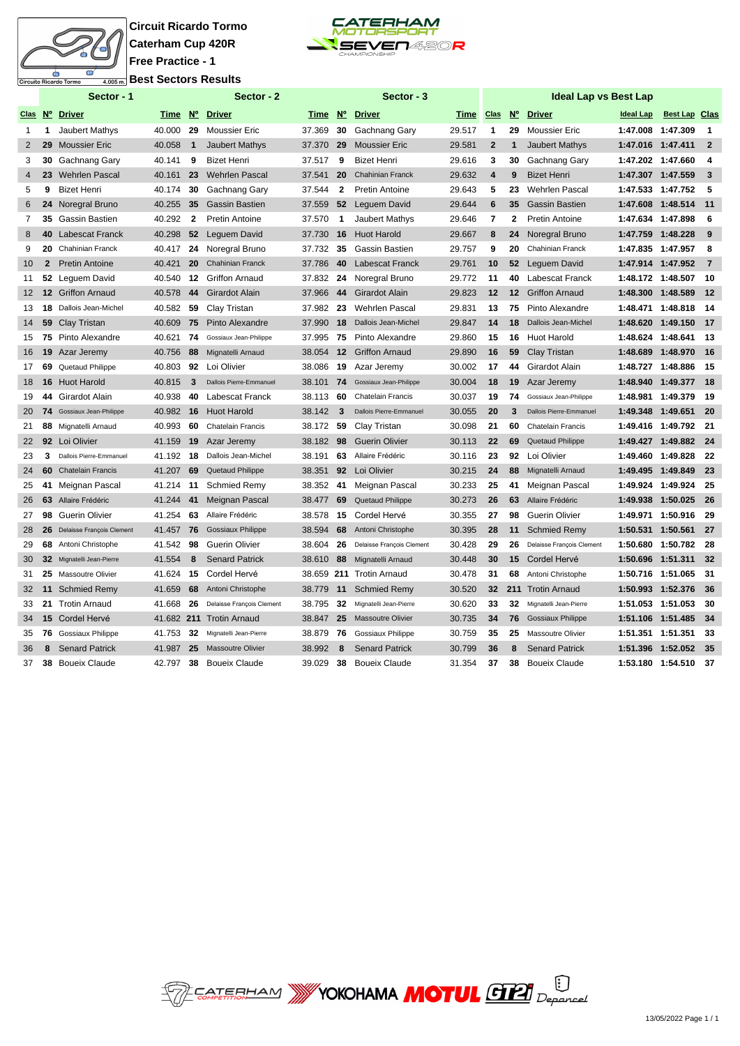# Circuit Ricardo Tormo

## Caterham Cup 420R

## Free Practice - 1

## Best Sectors Results

Circuito Ricardo Tormo 4.005 m.

| Sector - 1 | | | | Sector - 2 | | | Sector - 3 | | | Ideal Lap vs Best Lap | | | | | |
|---|---|---|---|---|---|---|---|---|---|---|---|---|---|---|---|
| Clas | Nº | Driver | Time | Nº | Driver | Time | Nº | Driver | Time | Clas | Nº | Driver | Ideal Lap | Best Lap | Clas |
| 1 | 1 | Jaubert Mathys | 40.000 | 29 | Moussier Eric | 37.369 | 30 | Gachnang Gary | 29.517 | 1 | 29 | Moussier Eric | 1:47.008 | 1:47.309 | 1 |
| 2 | 29 | Moussier Eric | 40.058 | 1 | Jaubert Mathys | 37.370 | 29 | Moussier Eric | 29.581 | 2 | 1 | Jaubert Mathys | 1:47.016 | 1:47.411 | 2 |
| 3 | 30 | Gachnang Gary | 40.141 | 9 | Bizet Henri | 37.517 | 9 | Bizet Henri | 29.616 | 3 | 30 | Gachnang Gary | 1:47.202 | 1:47.660 | 4 |
| 4 | 23 | Wehrlen Pascal | 40.161 | 23 | Wehrlen Pascal | 37.541 | 20 | Chahinian Franck | 29.632 | 4 | 9 | Bizet Henri | 1:47.307 | 1:47.559 | 3 |
| 5 | 9 | Bizet Henri | 40.174 | 30 | Gachnang Gary | 37.544 | 2 | Pretin Antoine | 29.643 | 5 | 23 | Wehrlen Pascal | 1:47.533 | 1:47.752 | 5 |
| 6 | 24 | Noregral Bruno | 40.255 | 35 | Gassin Bastien | 37.559 | 52 | Leguem David | 29.644 | 6 | 35 | Gassin Bastien | 1:47.608 | 1:48.514 | 11 |
| 7 | 35 | Gassin Bastien | 40.292 | 2 | Pretin Antoine | 37.570 | 1 | Jaubert Mathys | 29.646 | 7 | 2 | Pretin Antoine | 1:47.634 | 1:47.898 | 6 |
| 8 | 40 | Labescat Franck | 40.298 | 52 | Leguem David | 37.730 | 16 | Huot Harold | 29.667 | 8 | 24 | Noregral Bruno | 1:47.759 | 1:48.228 | 9 |
| 9 | 20 | Chahinian Franck | 40.417 | 24 | Noregral Bruno | 37.732 | 35 | Gassin Bastien | 29.757 | 9 | 20 | Chahinian Franck | 1:47.835 | 1:47.957 | 8 |
| 10 | 2 | Pretin Antoine | 40.421 | 20 | Chahinian Franck | 37.786 | 40 | Labescat Franck | 29.761 | 10 | 52 | Leguem David | 1:47.914 | 1:47.952 | 7 |
| 11 | 52 | Leguem David | 40.540 | 12 | Griffon Arnaud | 37.832 | 24 | Noregral Bruno | 29.772 | 11 | 40 | Labescat Franck | 1:48.172 | 1:48.507 | 10 |
| 12 | 12 | Griffon Arnaud | 40.578 | 44 | Girardot Alain | 37.966 | 44 | Girardot Alain | 29.823 | 12 | 12 | Griffon Arnaud | 1:48.300 | 1:48.589 | 12 |
| 13 | 18 | Dallois Jean-Michel | 40.582 | 59 | Clay Tristan | 37.982 | 23 | Wehrlen Pascal | 29.831 | 13 | 75 | Pinto Alexandre | 1:48.471 | 1:48.818 | 14 |
| 14 | 59 | Clay Tristan | 40.609 | 75 | Pinto Alexandre | 37.990 | 18 | Dallois Jean-Michel | 29.847 | 14 | 18 | Dallois Jean-Michel | 1:48.620 | 1:49.150 | 17 |
| 15 | 75 | Pinto Alexandre | 40.621 | 74 | Gossiaux Jean-Philippe | 37.995 | 75 | Pinto Alexandre | 29.860 | 15 | 16 | Huot Harold | 1:48.624 | 1:48.641 | 13 |
| 16 | 19 | Azar Jeremy | 40.756 | 88 | Mignatelli Arnaud | 38.054 | 12 | Griffon Arnaud | 29.890 | 16 | 59 | Clay Tristan | 1:48.689 | 1:48.970 | 16 |
| 17 | 69 | Quetaud Philippe | 40.803 | 92 | Loi Olivier | 38.086 | 19 | Azar Jeremy | 30.002 | 17 | 44 | Girardot Alain | 1:48.727 | 1:48.886 | 15 |
| 18 | 16 | Huot Harold | 40.815 | 3 | Dallois Pierre-Emmanuel | 38.101 | 74 | Gossiaux Jean-Philippe | 30.004 | 18 | 19 | Azar Jeremy | 1:48.940 | 1:49.377 | 18 |
| 19 | 44 | Girardot Alain | 40.938 | 40 | Labescat Franck | 38.113 | 60 | Chatelain Francis | 30.037 | 19 | 74 | Gossiaux Jean-Philippe | 1:48.981 | 1:49.379 | 19 |
| 20 | 74 | Gossiaux Jean-Philippe | 40.982 | 16 | Huot Harold | 38.142 | 3 | Dallois Pierre-Emmanuel | 30.055 | 20 | 3 | Dallois Pierre-Emmanuel | 1:49.348 | 1:49.651 | 20 |
| 21 | 88 | Mignatelli Arnaud | 40.993 | 60 | Chatelain Francis | 38.172 | 59 | Clay Tristan | 30.098 | 21 | 60 | Chatelain Francis | 1:49.416 | 1:49.792 | 21 |
| 22 | 92 | Loi Olivier | 41.159 | 19 | Azar Jeremy | 38.182 | 98 | Guerin Olivier | 30.113 | 22 | 69 | Quetaud Philippe | 1:49.427 | 1:49.882 | 24 |
| 23 | 3 | Dallois Pierre-Emmanuel | 41.192 | 18 | Dallois Jean-Michel | 38.191 | 63 | Allaire Frédéric | 30.116 | 23 | 92 | Loi Olivier | 1:49.460 | 1:49.828 | 22 |
| 24 | 60 | Chatelain Francis | 41.207 | 69 | Quetaud Philippe | 38.351 | 92 | Loi Olivier | 30.215 | 24 | 88 | Mignatelli Arnaud | 1:49.495 | 1:49.849 | 23 |
| 25 | 41 | Meignan Pascal | 41.214 | 11 | Schmied Remy | 38.352 | 41 | Meignan Pascal | 30.233 | 25 | 41 | Meignan Pascal | 1:49.924 | 1:49.924 | 25 |
| 26 | 63 | Allaire Frédéric | 41.244 | 41 | Meignan Pascal | 38.477 | 69 | Quetaud Philippe | 30.273 | 26 | 63 | Allaire Frédéric | 1:49.938 | 1:50.025 | 26 |
| 27 | 98 | Guerin Olivier | 41.254 | 63 | Allaire Frédéric | 38.578 | 15 | Cordel Hervé | 30.355 | 27 | 98 | Guerin Olivier | 1:49.971 | 1:50.916 | 29 |
| 28 | 26 | Delaisse François Clement | 41.457 | 76 | Gossiaux Philippe | 38.594 | 68 | Antoni Christophe | 30.395 | 28 | 11 | Schmied Remy | 1:50.531 | 1:50.561 | 27 |
| 29 | 68 | Antoni Christophe | 41.542 | 98 | Guerin Olivier | 38.604 | 26 | Delaisse François Clement | 30.428 | 29 | 26 | Delaisse François Clement | 1:50.680 | 1:50.782 | 28 |
| 30 | 32 | Mignatelli Jean-Pierre | 41.554 | 8 | Senard Patrick | 38.610 | 88 | Mignatelli Arnaud | 30.448 | 30 | 15 | Cordel Hervé | 1:50.696 | 1:51.311 | 32 |
| 31 | 25 | Massoutre Olivier | 41.624 | 15 | Cordel Hervé | 38.659 | 211 | Trotin Arnaud | 30.478 | 31 | 68 | Antoni Christophe | 1:50.716 | 1:51.065 | 31 |
| 32 | 11 | Schmied Remy | 41.659 | 68 | Antoni Christophe | 38.779 | 11 | Schmied Remy | 30.520 | 32 | 211 | Trotin Arnaud | 1:50.993 | 1:52.376 | 36 |
| 33 | 21 | Trotin Arnaud | 41.668 | 26 | Delaisse François Clement | 38.795 | 32 | Mignatelli Jean-Pierre | 30.620 | 33 | 32 | Mignatelli Jean-Pierre | 1:51.053 | 1:51.053 | 30 |
| 34 | 15 | Cordel Hervé | 41.682 | 211 | Trotin Arnaud | 38.847 | 25 | Massoutre Olivier | 30.735 | 34 | 76 | Gossiaux Philippe | 1:51.106 | 1:51.485 | 34 |
| 35 | 76 | Gossiaux Philippe | 41.753 | 32 | Mignatelli Jean-Pierre | 38.879 | 76 | Gossiaux Philippe | 30.759 | 35 | 25 | Massoutre Olivier | 1:51.351 | 1:51.351 | 33 |
| 36 | 8 | Senard Patrick | 41.987 | 25 | Massoutre Olivier | 38.992 | 8 | Senard Patrick | 30.799 | 36 | 8 | Senard Patrick | 1:51.396 | 1:52.052 | 35 |
| 37 | 38 | Boueix Claude | 42.797 | 38 | Boueix Claude | 39.029 | 38 | Boueix Claude | 31.354 | 37 | 38 | Boueix Claude | 1:53.180 | 1:54.510 | 37 |

13/05/2022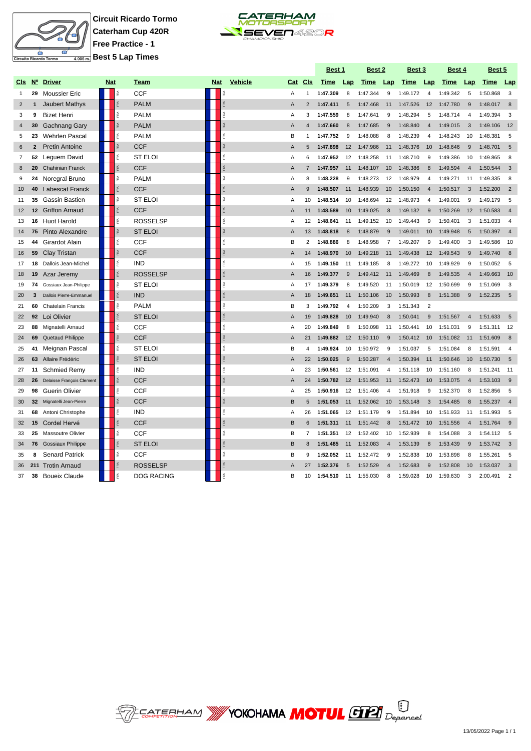**Circuit Ricardo Tormo**

**Caterham Cup 420R**

**Free Practice - 1**

**Best 5 Lap Times**

| Cls | N° | Driver | Nat | Team | Nat | Vehicle | Cat | Cls | Best 1 Time | Lap | Best 2 Time | Lap | Best 3 Time | Lap | Best 4 Time | Lap | Best 5 Time | Lap |
|---|---|---|---|---|---|---|---|---|---|---|---|---|---|---|---|---|---|---|
| 1 | 29 | Moussier Eric | FRA | CCF | FRA | | A | 1 | **1:47.309** | 8 | 1:47.344 | 9 | 1:49.172 | 4 | 1:49.342 | 5 | 1:50.868 | 3 |
| 2 | 1 | Jaubert Mathys | FRA | PALM | FRA | | A | 2 | **1:47.411** | 5 | 1:47.468 | 11 | 1:47.526 | 12 | 1:47.780 | 9 | 1:48.017 | 8 |
| 3 | 9 | Bizet Henri | FRA | PALM | FRA | | A | 3 | **1:47.559** | 8 | 1:47.641 | 9 | 1:48.294 | 5 | 1:48.714 | 4 | 1:49.394 | 3 |
| 4 | 30 | Gachnang Gary | FRA | PALM | FRA | | A | 4 | **1:47.660** | 8 | 1:47.685 | 9 | 1:48.840 | 4 | 1:49.015 | 3 | 1:49.106 | 12 |
| 5 | 23 | Wehrlen Pascal | FRA | PALM | FRA | | B | 1 | **1:47.752** | 9 | 1:48.088 | 8 | 1:48.239 | 4 | 1:48.243 | 10 | 1:48.381 | 5 |
| 6 | 2 | Pretin Antoine | FRA | CCF | FRA | | A | 5 | **1:47.898** | 12 | 1:47.986 | 11 | 1:48.376 | 10 | 1:48.646 | 9 | 1:48.701 | 5 |
| 7 | 52 | Leguem David | FRA | ST ELOI | FRA | | A | 6 | **1:47.952** | 12 | 1:48.258 | 11 | 1:48.710 | 9 | 1:49.386 | 10 | 1:49.865 | 8 |
| 8 | 20 | Chahinian Franck | FRA | CCF | FRA | | A | 7 | **1:47.957** | 11 | 1:48.107 | 10 | 1:48.386 | 8 | 1:49.594 | 4 | 1:50.544 | 3 |
| 9 | 24 | Noregral Bruno | FRA | PALM | FRA | | A | 8 | **1:48.228** | 9 | 1:48.273 | 12 | 1:48.979 | 4 | 1:49.271 | 11 | 1:49.335 | 8 |
| 10 | 40 | Labescat Franck | FRA | CCF | FRA | | A | 9 | **1:48.507** | 11 | 1:48.939 | 10 | 1:50.150 | 4 | 1:50.517 | 3 | 1:52.200 | 2 |
| 11 | 35 | Gassin Bastien | FRA | ST ELOI | FRA | | A | 10 | **1:48.514** | 10 | 1:48.694 | 12 | 1:48.973 | 4 | 1:49.001 | 9 | 1:49.179 | 5 |
| 12 | 12 | Griffon Arnaud | FRA | CCF | FRA | | A | 11 | **1:48.589** | 10 | 1:49.025 | 8 | 1:49.132 | 9 | 1:50.269 | 12 | 1:50.583 | 4 |
| 13 | 16 | Huot Harold | FRA | ROSSELSP | FRA | | A | 12 | **1:48.641** | 11 | 1:49.152 | 10 | 1:49.443 | 9 | 1:50.401 | 3 | 1:51.033 | 4 |
| 14 | 75 | Pinto Alexandre | FRA | ST ELOI | FRA | | A | 13 | **1:48.818** | 8 | 1:48.879 | 9 | 1:49.011 | 10 | 1:49.948 | 5 | 1:50.397 | 4 |
| 15 | 44 | Girardot Alain | FRA | CCF | FRA | | B | 2 | **1:48.886** | 8 | 1:48.958 | 7 | 1:49.207 | 9 | 1:49.400 | 3 | 1:49.586 | 10 |
| 16 | 59 | Clay Tristan | FRA | CCF | FRA | | A | 14 | **1:48.970** | 10 | 1:49.218 | 11 | 1:49.438 | 12 | 1:49.543 | 9 | 1:49.740 | 8 |
| 17 | 18 | Dallois Jean-Michel | FRA | IND | FRA | | A | 15 | **1:49.150** | 11 | 1:49.185 | 8 | 1:49.272 | 10 | 1:49.929 | 9 | 1:50.052 | 5 |
| 18 | 19 | Azar Jeremy | FRA | ROSSELSP | FRA | | A | 16 | **1:49.377** | 9 | 1:49.412 | 11 | 1:49.469 | 8 | 1:49.535 | 4 | 1:49.663 | 10 |
| 19 | 74 | Gossiaux Jean-Philippe | FRA | ST ELOI | FRA | | A | 17 | **1:49.379** | 8 | 1:49.520 | 11 | 1:50.019 | 12 | 1:50.699 | 9 | 1:51.069 | 3 |
| 20 | 3 | Dallois Pierre-Emmanuel | FRA | IND | FRA | | A | 18 | **1:49.651** | 11 | 1:50.106 | 10 | 1:50.993 | 8 | 1:51.388 | 9 | 1:52.235 | 5 |
| 21 | 60 | Chatelain Francis | FRA | PALM | FRA | | B | 3 | **1:49.792** | 4 | 1:50.209 | 3 | 1:51.343 | 2 | | | | |
| 22 | 92 | Loi Olivier | FRA | ST ELOI | FRA | | A | 19 | **1:49.828** | 10 | 1:49.940 | 8 | 1:50.041 | 9 | 1:51.567 | 4 | 1:51.633 | 5 |
| 23 | 88 | Mignatelli Arnaud | FRA | CCF | FRA | | A | 20 | **1:49.849** | 8 | 1:50.098 | 11 | 1:50.441 | 10 | 1:51.031 | 9 | 1:51.311 | 12 |
| 24 | 69 | Quetaud Philippe | FRA | CCF | FRA | | A | 21 | **1:49.882** | 12 | 1:50.110 | 9 | 1:50.412 | 10 | 1:51.082 | 11 | 1:51.609 | 8 |
| 25 | 41 | Meignan Pascal | FRA | ST ELOI | FRA | | B | 4 | **1:49.924** | 10 | 1:50.972 | 9 | 1:51.037 | 5 | 1:51.084 | 8 | 1:51.591 | 4 |
| 26 | 63 | Allaire Frédéric | FRA | ST ELOI | FRA | | A | 22 | **1:50.025** | 9 | 1:50.287 | 4 | 1:50.394 | 11 | 1:50.646 | 10 | 1:50.730 | 5 |
| 27 | 11 | Schmied Remy | FRA | IND | FRA | | A | 23 | **1:50.561** | 12 | 1:51.091 | 4 | 1:51.118 | 10 | 1:51.160 | 8 | 1:51.241 | 11 |
| 28 | 26 | Delaisse François Clement | FRA | CCF | FRA | | A | 24 | **1:50.782** | 12 | 1:51.953 | 11 | 1:52.473 | 10 | 1:53.075 | 4 | 1:53.103 | 9 |
| 29 | 98 | Guerin Olivier | FRA | CCF | FRA | | A | 25 | **1:50.916** | 12 | 1:51.406 | 4 | 1:51.918 | 9 | 1:52.370 | 8 | 1:52.856 | 5 |
| 30 | 32 | Mignatelli Jean-Pierre | FRA | CCF | FRA | | B | 5 | **1:51.053** | 11 | 1:52.062 | 10 | 1:53.148 | 3 | 1:54.485 | 8 | 1:55.237 | 4 |
| 31 | 68 | Antoni Christophe | FRA | IND | FRA | | A | 26 | **1:51.065** | 12 | 1:51.179 | 9 | 1:51.894 | 10 | 1:51.933 | 11 | 1:51.993 | 5 |
| 32 | 15 | Cordel Hervé | FRA | CCF | FRA | | B | 6 | **1:51.311** | 11 | 1:51.442 | 8 | 1:51.472 | 10 | 1:51.556 | 4 | 1:51.764 | 9 |
| 33 | 25 | Massoutre Olivier | FRA | CCF | FRA | | B | 7 | **1:51.351** | 12 | 1:52.402 | 10 | 1:52.939 | 8 | 1:54.088 | 3 | 1:54.112 | 5 |
| 34 | 76 | Gossiaux Philippe | FRA | ST ELOI | FRA | | B | 8 | **1:51.485** | 11 | 1:52.083 | 4 | 1:53.139 | 8 | 1:53.439 | 9 | 1:53.742 | 3 |
| 35 | 8 | Senard Patrick | FRA | CCF | FRA | | B | 9 | **1:52.052** | 11 | 1:52.472 | 9 | 1:52.838 | 10 | 1:53.898 | 8 | 1:55.261 | 5 |
| 36 | 211 | Trotin Arnaud | FRA | ROSSELSP | FRA | | A | 27 | **1:52.376** | 5 | 1:52.529 | 4 | 1:52.683 | 9 | 1:52.808 | 10 | 1:53.037 | 3 |
| 37 | 38 | Boueix Claude | FRA | DOG RACING | FRA | | B | 10 | **1:54.510** | 11 | 1:55.030 | 8 | 1:59.028 | 10 | 1:59.630 | 3 | 2:00.491 | 2 |

13/05/2022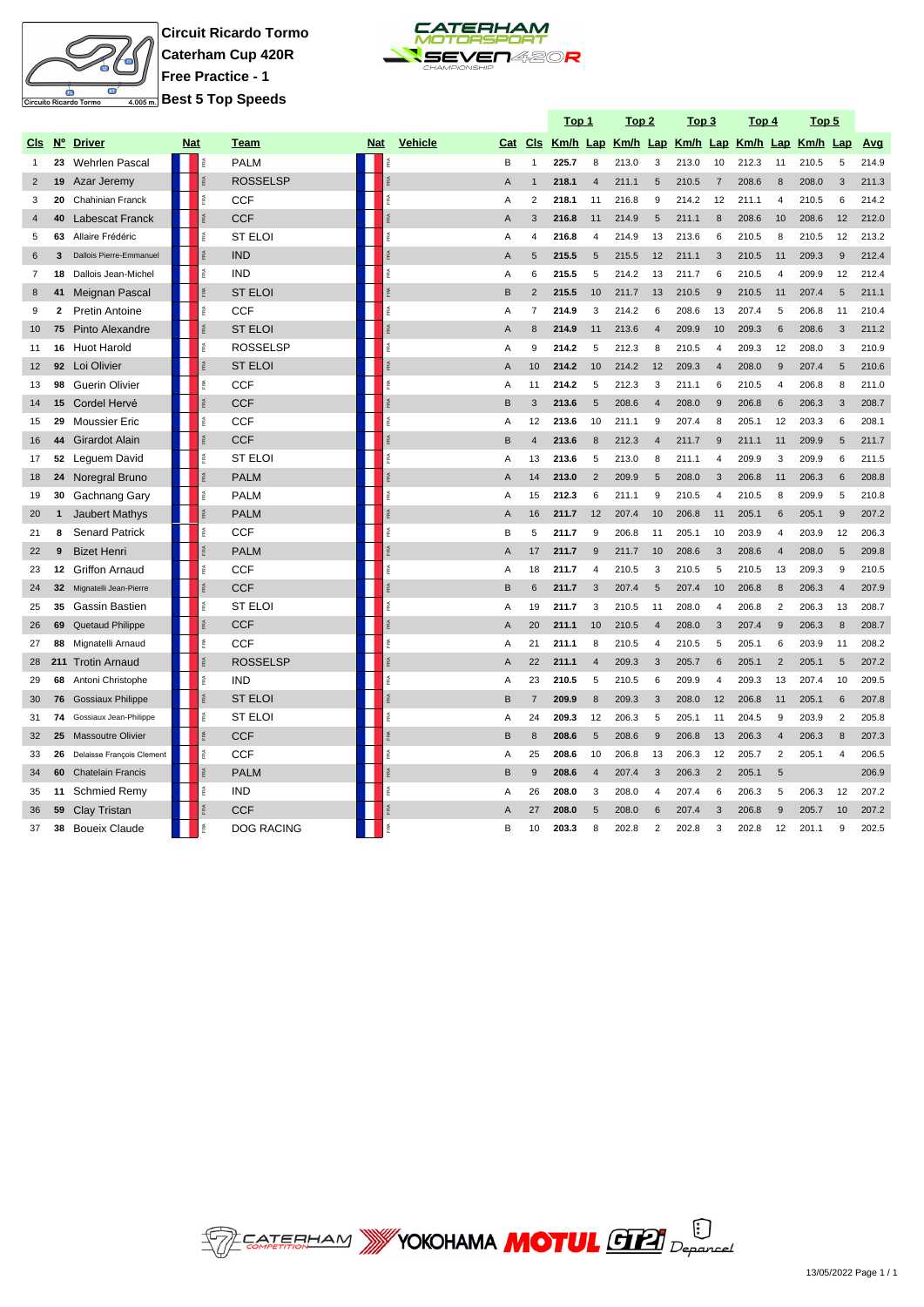Circuit Ricardo Tormo

Caterham Cup 420R

Free Practice - 1

Best 5 Top Speeds

| Cls | Nº | Driver | Nat | Team | Nat | Vehicle | Cat | Cls | Top 1 Km/h | Lap | Top 2 Km/h | Lap | Top 3 Km/h | Lap | Top 4 Km/h | Lap | Top 5 Km/h | Lap | Avg |
|---|---|---|---|---|---|---|---|---|---|---|---|---|---|---|---|---|---|---|---|
| 1 | 23 | Wehrlen Pascal | FRA | PALM | FRA | | B | 1 | 225.7 | 8 | 213.0 | 3 | 213.0 | 10 | 212.3 | 11 | 210.5 | 5 | 214.9 |
| 2 | 19 | Azar Jeremy | FRA | ROSSELSP | FRA | | A | 1 | 218.1 | 4 | 211.1 | 5 | 210.5 | 7 | 208.6 | 8 | 208.0 | 3 | 211.3 |
| 3 | 20 | Chahinian Franck | FRA | CCF | FRA | | A | 2 | 218.1 | 11 | 216.8 | 9 | 214.2 | 12 | 211.1 | 4 | 210.5 | 6 | 214.2 |
| 4 | 40 | Labescat Franck | FRA | CCF | FRA | | A | 3 | 216.8 | 11 | 214.9 | 5 | 211.1 | 8 | 208.6 | 10 | 208.6 | 12 | 212.0 |
| 5 | 63 | Allaire Frédéric | FRA | ST ELOI | FRA | | A | 4 | 216.8 | 4 | 214.9 | 13 | 213.6 | 6 | 210.5 | 8 | 210.5 | 12 | 213.2 |
| 6 | 3 | Dallois Pierre-Emmanuel | FRA | IND | FRA | | A | 5 | 215.5 | 5 | 215.5 | 12 | 211.1 | 3 | 210.5 | 11 | 209.3 | 9 | 212.4 |
| 7 | 18 | Dallois Jean-Michel | FRA | IND | FRA | | A | 6 | 215.5 | 5 | 214.2 | 13 | 211.7 | 6 | 210.5 | 4 | 209.9 | 12 | 212.4 |
| 8 | 41 | Meignan Pascal | FRA | ST ELOI | FRA | | B | 2 | 215.5 | 10 | 211.7 | 13 | 210.5 | 9 | 210.5 | 11 | 207.4 | 5 | 211.1 |
| 9 | 2 | Pretin Antoine | FRA | CCF | FRA | | A | 7 | 214.9 | 3 | 214.2 | 6 | 208.6 | 13 | 207.4 | 5 | 206.8 | 11 | 210.4 |
| 10 | 75 | Pinto Alexandre | FRA | ST ELOI | FRA | | A | 8 | 214.9 | 11 | 213.6 | 4 | 209.9 | 10 | 209.3 | 6 | 208.6 | 3 | 211.2 |
| 11 | 16 | Huot Harold | FRA | ROSSELSP | FRA | | A | 9 | 214.2 | 5 | 212.3 | 8 | 210.5 | 4 | 209.3 | 12 | 208.0 | 3 | 210.9 |
| 12 | 92 | Loi Olivier | FRA | ST ELOI | FRA | | A | 10 | 214.2 | 10 | 214.2 | 12 | 209.3 | 4 | 208.0 | 9 | 207.4 | 5 | 210.6 |
| 13 | 98 | Guerin Olivier | FRA | CCF | FRA | | A | 11 | 214.2 | 5 | 212.3 | 3 | 211.1 | 6 | 210.5 | 4 | 206.8 | 8 | 211.0 |
| 14 | 15 | Cordel Hervé | FRA | CCF | FRA | | B | 3 | 213.6 | 5 | 208.6 | 4 | 208.0 | 9 | 206.8 | 6 | 206.3 | 3 | 208.7 |
| 15 | 29 | Moussier Eric | FRA | CCF | FRA | | A | 12 | 213.6 | 10 | 211.1 | 9 | 207.4 | 8 | 205.1 | 12 | 203.3 | 6 | 208.1 |
| 16 | 44 | Girardot Alain | FRA | CCF | FRA | | B | 4 | 213.6 | 8 | 212.3 | 4 | 211.7 | 9 | 211.1 | 11 | 209.9 | 5 | 211.7 |
| 17 | 52 | Leguem David | FRA | ST ELOI | FRA | | A | 13 | 213.6 | 5 | 213.0 | 8 | 211.1 | 4 | 209.9 | 3 | 209.9 | 6 | 211.5 |
| 18 | 24 | Noregral Bruno | FRA | PALM | FRA | | A | 14 | 213.0 | 2 | 209.9 | 5 | 208.0 | 3 | 206.8 | 11 | 206.3 | 6 | 208.8 |
| 19 | 30 | Gachnang Gary | FRA | PALM | FRA | | A | 15 | 212.3 | 6 | 211.1 | 9 | 210.5 | 4 | 210.5 | 8 | 209.9 | 5 | 210.8 |
| 20 | 1 | Jaubert Mathys | FRA | PALM | FRA | | A | 16 | 211.7 | 12 | 207.4 | 10 | 206.8 | 11 | 205.1 | 6 | 205.1 | 9 | 207.2 |
| 21 | 8 | Senard Patrick | FRA | CCF | FRA | | B | 5 | 211.7 | 9 | 206.8 | 11 | 205.1 | 10 | 203.9 | 4 | 203.9 | 12 | 206.3 |
| 22 | 9 | Bizet Henri | FRA | PALM | FRA | | A | 17 | 211.7 | 9 | 211.7 | 10 | 208.6 | 3 | 208.6 | 4 | 208.0 | 5 | 209.8 |
| 23 | 12 | Griffon Arnaud | FRA | CCF | FRA | | A | 18 | 211.7 | 4 | 210.5 | 3 | 210.5 | 5 | 210.5 | 13 | 209.3 | 9 | 210.5 |
| 24 | 32 | Mignatelli Jean-Pierre | FRA | CCF | FRA | | B | 6 | 211.7 | 3 | 207.4 | 5 | 207.4 | 10 | 206.8 | 8 | 206.3 | 4 | 207.9 |
| 25 | 35 | Gassin Bastien | FRA | ST ELOI | FRA | | A | 19 | 211.7 | 3 | 210.5 | 11 | 208.0 | 4 | 206.8 | 2 | 206.3 | 13 | 208.7 |
| 26 | 69 | Quetaud Philippe | FRA | CCF | FRA | | A | 20 | 211.1 | 10 | 210.5 | 4 | 208.0 | 3 | 207.4 | 9 | 206.3 | 8 | 208.7 |
| 27 | 88 | Mignatelli Arnaud | FRA | CCF | FRA | | A | 21 | 211.1 | 8 | 210.5 | 4 | 210.5 | 5 | 205.1 | 6 | 203.9 | 11 | 208.2 |
| 28 | 211 | Trotin Arnaud | FRA | ROSSELSP | FRA | | A | 22 | 211.1 | 4 | 209.3 | 3 | 205.7 | 6 | 205.1 | 2 | 205.1 | 5 | 207.2 |
| 29 | 68 | Antoni Christophe | FRA | IND | FRA | | A | 23 | 210.5 | 5 | 210.5 | 6 | 209.9 | 4 | 209.3 | 13 | 207.4 | 10 | 209.5 |
| 30 | 76 | Gossiaux Philippe | FRA | ST ELOI | FRA | | B | 7 | 209.9 | 8 | 209.3 | 3 | 208.0 | 12 | 206.8 | 11 | 205.1 | 6 | 207.8 |
| 31 | 74 | Gossiaux Jean-Philippe | FRA | ST ELOI | FRA | | A | 24 | 209.3 | 12 | 206.3 | 5 | 205.1 | 11 | 204.5 | 9 | 203.9 | 2 | 205.8 |
| 32 | 25 | Massoutre Olivier | FRA | CCF | FRA | | B | 8 | 208.6 | 5 | 208.6 | 9 | 206.8 | 13 | 206.3 | 4 | 206.3 | 8 | 207.3 |
| 33 | 26 | Delaisse François Clement | FRA | CCF | FRA | | A | 25 | 208.6 | 10 | 206.8 | 13 | 206.3 | 12 | 205.7 | 2 | 205.1 | 4 | 206.5 |
| 34 | 60 | Chatelain Francis | FRA | PALM | FRA | | B | 9 | 208.6 | 4 | 207.4 | 3 | 206.3 | 2 | 205.1 | 5 | | | 206.9 |
| 35 | 11 | Schmied Remy | FRA | IND | FRA | | A | 26 | 208.0 | 3 | 208.0 | 4 | 207.4 | 6 | 206.3 | 5 | 206.3 | 12 | 207.2 |
| 36 | 59 | Clay Tristan | FRA | CCF | FRA | | A | 27 | 208.0 | 5 | 208.0 | 6 | 207.4 | 3 | 206.8 | 9 | 205.7 | 10 | 207.2 |
| 37 | 38 | Boueix Claude | FRA | DOG RACING | FRA | | B | 10 | 203.3 | 8 | 202.8 | 2 | 202.8 | 3 | 202.8 | 12 | 201.1 | 9 | 202.5 |

13/05/2022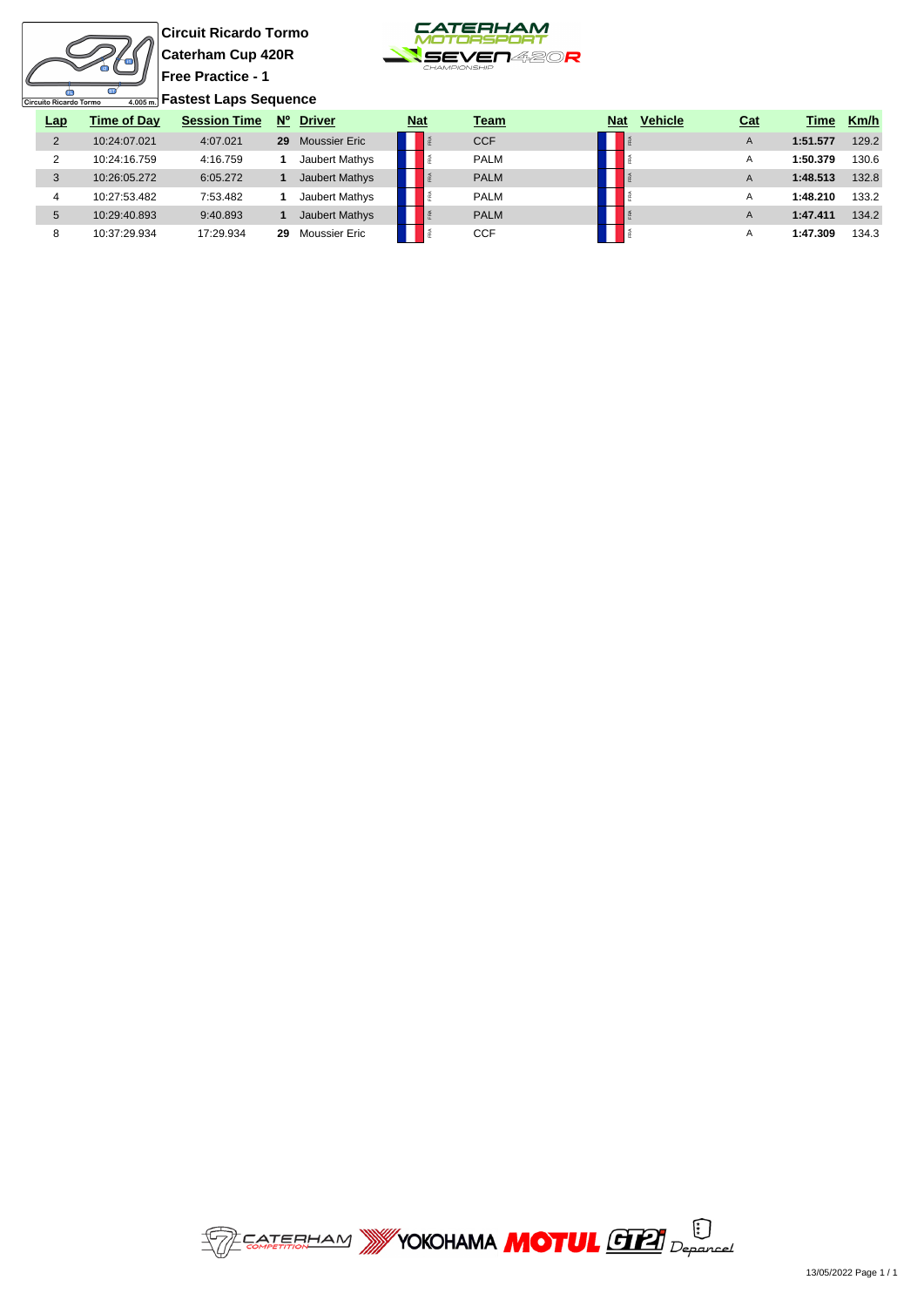**Circuit Ricardo Tormo**

**Caterham Cup 420R**

**Free Practice - 1**

**Fastest Laps Sequence**

| Lap | Time of Day | Session Time | Nº | Driver | Nat | Team | Nat | Vehicle | Cat | Time | Km/h |
|---|---|---|---|---|---|---|---|---|---|---|---|
| 2 | 10:24:07.021 | 4:07.021 | **29** | Moussier Eric | FRA | CCF | FRA | | A | **1:51.577** | 129.2 |
| 2 | 10:24:16.759 | 4:16.759 | **1** | Jaubert Mathys | FRA | PALM | FRA | | A | **1:50.379** | 130.6 |
| 3 | 10:26:05.272 | 6:05.272 | **1** | Jaubert Mathys | FRA | PALM | FRA | | A | **1:48.513** | 132.8 |
| 4 | 10:27:53.482 | 7:53.482 | **1** | Jaubert Mathys | FRA | PALM | FRA | | A | **1:48.210** | 133.2 |
| 5 | 10:29:40.893 | 9:40.893 | **1** | Jaubert Mathys | FRA | PALM | FRA | | A | **1:47.411** | 134.2 |
| 8 | 10:37:29.934 | 17:29.934 | **29** | Moussier Eric | FRA | CCF | FRA | | A | **1:47.309** | 134.3 |

13/05/2022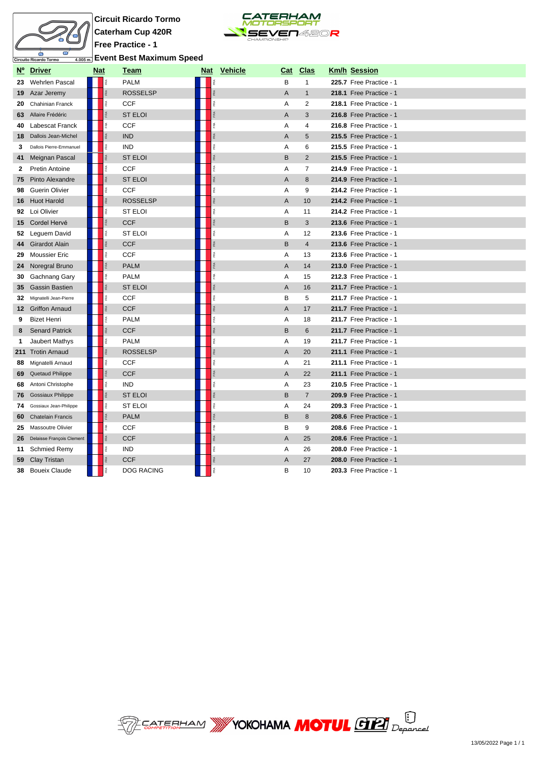**Circuit Ricardo Tormo**

**Caterham Cup 420R**

**Free Practice - 1**

**Event Best Maximum Speed**

| Nº | Driver | Nat | Team | Nat | Vehicle | Cat | Clas | Km/h | Session |
|---|---|---|---|---|---|---|---|---|---|
| 23 | Wehrlen Pascal | FRA | PALM | FRA | | B | 1 | **225.7** | Free Practice - 1 |
| 19 | Azar Jeremy | FRA | ROSSELSP | FRA | | A | 1 | **218.1** | Free Practice - 1 |
| 20 | Chahinian Franck | FRA | CCF | FRA | | A | 2 | **218.1** | Free Practice - 1 |
| 63 | Allaire Frédéric | FRA | ST ELOI | FRA | | A | 3 | **216.8** | Free Practice - 1 |
| 40 | Labescat Franck | FRA | CCF | FRA | | A | 4 | **216.8** | Free Practice - 1 |
| 18 | Dallois Jean-Michel | FRA | IND | FRA | | A | 5 | **215.5** | Free Practice - 1 |
| 3 | Dallois Pierre-Emmanuel | FRA | IND | FRA | | A | 6 | **215.5** | Free Practice - 1 |
| 41 | Meignan Pascal | FRA | ST ELOI | FRA | | B | 2 | **215.5** | Free Practice - 1 |
| 2 | Pretin Antoine | FRA | CCF | FRA | | A | 7 | **214.9** | Free Practice - 1 |
| 75 | Pinto Alexandre | FRA | ST ELOI | FRA | | A | 8 | **214.9** | Free Practice - 1 |
| 98 | Guerin Olivier | FRA | CCF | FRA | | A | 9 | **214.2** | Free Practice - 1 |
| 16 | Huot Harold | FRA | ROSSELSP | FRA | | A | 10 | **214.2** | Free Practice - 1 |
| 92 | Loi Olivier | FRA | ST ELOI | FRA | | A | 11 | **214.2** | Free Practice - 1 |
| 15 | Cordel Hervé | FRA | CCF | FRA | | B | 3 | **213.6** | Free Practice - 1 |
| 52 | Leguem David | FRA | ST ELOI | FRA | | A | 12 | **213.6** | Free Practice - 1 |
| 44 | Girardot Alain | FRA | CCF | FRA | | B | 4 | **213.6** | Free Practice - 1 |
| 29 | Moussier Eric | FRA | CCF | FRA | | A | 13 | **213.6** | Free Practice - 1 |
| 24 | Noregral Bruno | FRA | PALM | FRA | | A | 14 | **213.0** | Free Practice - 1 |
| 30 | Gachnang Gary | FRA | PALM | FRA | | A | 15 | **212.3** | Free Practice - 1 |
| 35 | Gassin Bastien | FRA | ST ELOI | FRA | | A | 16 | **211.7** | Free Practice - 1 |
| 32 | Mignatelli Jean-Pierre | FRA | CCF | FRA | | B | 5 | **211.7** | Free Practice - 1 |
| 12 | Griffon Arnaud | FRA | CCF | FRA | | A | 17 | **211.7** | Free Practice - 1 |
| 9 | Bizet Henri | FRA | PALM | FRA | | A | 18 | **211.7** | Free Practice - 1 |
| 8 | Senard Patrick | FRA | CCF | FRA | | B | 6 | **211.7** | Free Practice - 1 |
| 1 | Jaubert Mathys | FRA | PALM | FRA | | A | 19 | **211.7** | Free Practice - 1 |
| 211 | Trotin Arnaud | FRA | ROSSELSP | FRA | | A | 20 | **211.1** | Free Practice - 1 |
| 88 | Mignatelli Arnaud | FRA | CCF | FRA | | A | 21 | **211.1** | Free Practice - 1 |
| 69 | Quetaud Philippe | FRA | CCF | FRA | | A | 22 | **211.1** | Free Practice - 1 |
| 68 | Antoni Christophe | FRA | IND | FRA | | A | 23 | **210.5** | Free Practice - 1 |
| 76 | Gossiaux Philippe | FRA | ST ELOI | FRA | | B | 7 | **209.9** | Free Practice - 1 |
| 74 | Gossiaux Jean-Philippe | FRA | ST ELOI | FRA | | A | 24 | **209.3** | Free Practice - 1 |
| 60 | Chatelain Francis | FRA | PALM | FRA | | B | 8 | **208.6** | Free Practice - 1 |
| 25 | Massoutre Olivier | FRA | CCF | FRA | | B | 9 | **208.6** | Free Practice - 1 |
| 26 | Delaisse François Clement | FRA | CCF | FRA | | A | 25 | **208.6** | Free Practice - 1 |
| 11 | Schmied Remy | FRA | IND | FRA | | A | 26 | **208.0** | Free Practice - 1 |
| 59 | Clay Tristan | FRA | CCF | FRA | | A | 27 | **208.0** | Free Practice - 1 |
| 38 | Boueix Claude | FRA | DOG RACING | FRA | | B | 10 | **203.3** | Free Practice - 1 |

13/05/2022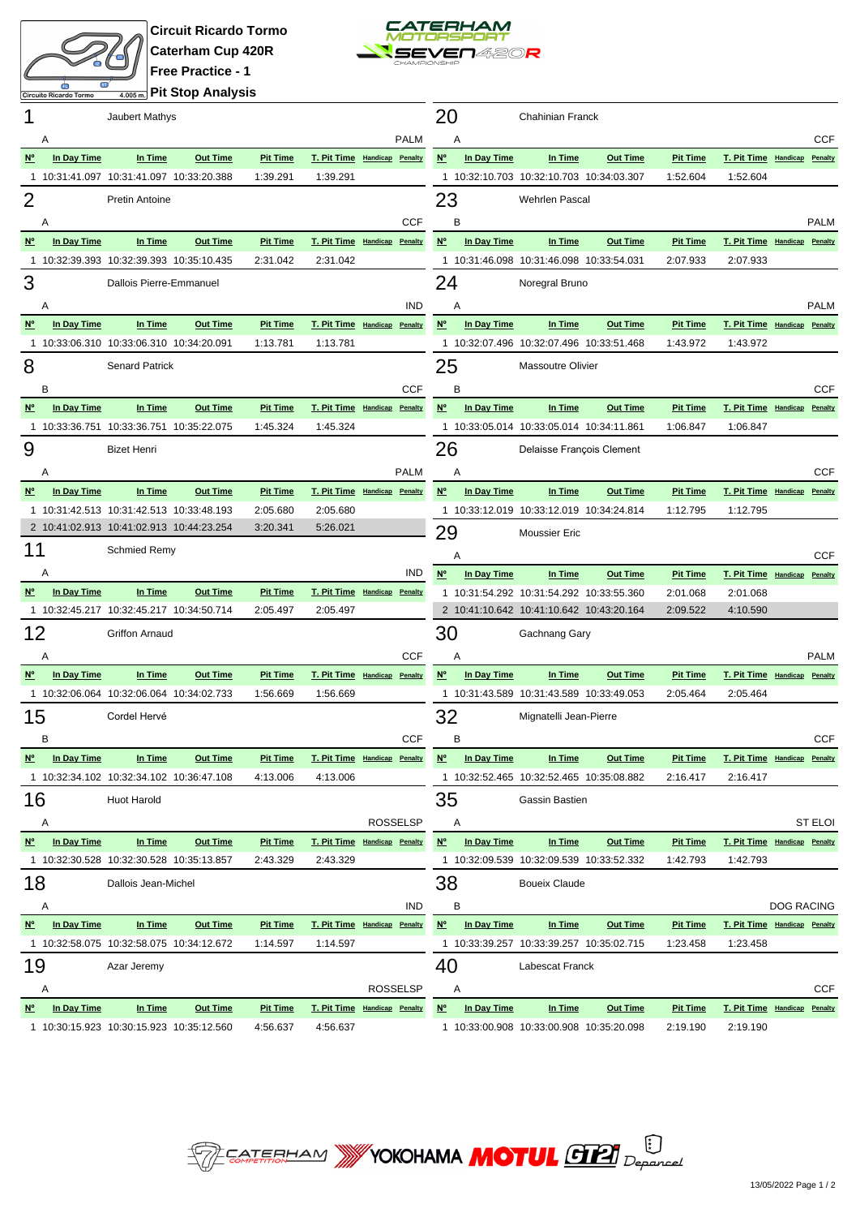# Circuit Ricardo Tormo
## Caterham Cup 420R
## Free Practice - 1
## Pit Stop Analysis

Circuito Ricardo Tormo 4.005 m.

### 1 Jaubert Mathys

A — PALM

| Nº | In Day Time | In Time | Out Time | Pit Time | T. Pit Time | Handicap | Penalty |
|---|---|---|---|---|---|---|---|
| 1 | 10:31:41.097 | 10:31:41.097 | 10:33:20.388 | 1:39.291 | 1:39.291 | | |

### 2 Pretin Antoine

A — CCF

| Nº | In Day Time | In Time | Out Time | Pit Time | T. Pit Time | Handicap | Penalty |
|---|---|---|---|---|---|---|---|
| 1 | 10:32:39.393 | 10:32:39.393 | 10:35:10.435 | 2:31.042 | 2:31.042 | | |

### 3 Dallois Pierre-Emmanuel

A — IND

| Nº | In Day Time | In Time | Out Time | Pit Time | T. Pit Time | Handicap | Penalty |
|---|---|---|---|---|---|---|---|
| 1 | 10:33:06.310 | 10:33:06.310 | 10:34:20.091 | 1:13.781 | 1:13.781 | | |

### 8 Senard Patrick

B — CCF

| Nº | In Day Time | In Time | Out Time | Pit Time | T. Pit Time | Handicap | Penalty |
|---|---|---|---|---|---|---|---|
| 1 | 10:33:36.751 | 10:33:36.751 | 10:35:22.075 | 1:45.324 | 1:45.324 | | |

### 9 Bizet Henri

A — PALM

| Nº | In Day Time | In Time | Out Time | Pit Time | T. Pit Time | Handicap | Penalty |
|---|---|---|---|---|---|---|---|
| 1 | 10:31:42.513 | 10:31:42.513 | 10:33:48.193 | 2:05.680 | 2:05.680 | | |
| 2 | 10:41:02.913 | 10:41:02.913 | 10:44:23.254 | 3:20.341 | 5:26.021 | | |

### 11 Schmied Remy

A — IND

| Nº | In Day Time | In Time | Out Time | Pit Time | T. Pit Time | Handicap | Penalty |
|---|---|---|---|---|---|---|---|
| 1 | 10:32:45.217 | 10:32:45.217 | 10:34:50.714 | 2:05.497 | 2:05.497 | | |

### 12 Griffon Arnaud

A — CCF

| Nº | In Day Time | In Time | Out Time | Pit Time | T. Pit Time | Handicap | Penalty |
|---|---|---|---|---|---|---|---|
| 1 | 10:32:06.064 | 10:32:06.064 | 10:34:02.733 | 1:56.669 | 1:56.669 | | |

### 15 Cordel Hervé

B — CCF

| Nº | In Day Time | In Time | Out Time | Pit Time | T. Pit Time | Handicap | Penalty |
|---|---|---|---|---|---|---|---|
| 1 | 10:32:34.102 | 10:32:34.102 | 10:36:47.108 | 4:13.006 | 4:13.006 | | |

### 16 Huot Harold

A — ROSSELSP

| Nº | In Day Time | In Time | Out Time | Pit Time | T. Pit Time | Handicap | Penalty |
|---|---|---|---|---|---|---|---|
| 1 | 10:32:30.528 | 10:32:30.528 | 10:35:13.857 | 2:43.329 | 2:43.329 | | |

### 18 Dallois Jean-Michel

A — IND

| Nº | In Day Time | In Time | Out Time | Pit Time | T. Pit Time | Handicap | Penalty |
|---|---|---|---|---|---|---|---|
| 1 | 10:32:58.075 | 10:32:58.075 | 10:34:12.672 | 1:14.597 | 1:14.597 | | |

### 19 Azar Jeremy

A — ROSSELSP

| Nº | In Day Time | In Time | Out Time | Pit Time | T. Pit Time | Handicap | Penalty |
|---|---|---|---|---|---|---|---|
| 1 | 10:30:15.923 | 10:30:15.923 | 10:35:12.560 | 4:56.637 | 4:56.637 | | |

### 20 Chahinian Franck

A — CCF

| Nº | In Day Time | In Time | Out Time | Pit Time | T. Pit Time | Handicap | Penalty |
|---|---|---|---|---|---|---|---|
| 1 | 10:32:10.703 | 10:32:10.703 | 10:34:03.307 | 1:52.604 | 1:52.604 | | |

### 23 Wehrlen Pascal

B — PALM

| Nº | In Day Time | In Time | Out Time | Pit Time | T. Pit Time | Handicap | Penalty |
|---|---|---|---|---|---|---|---|
| 1 | 10:31:46.098 | 10:31:46.098 | 10:33:54.031 | 2:07.933 | 2:07.933 | | |

### 24 Noregral Bruno

A — PALM

| Nº | In Day Time | In Time | Out Time | Pit Time | T. Pit Time | Handicap | Penalty |
|---|---|---|---|---|---|---|---|
| 1 | 10:32:07.496 | 10:32:07.496 | 10:33:51.468 | 1:43.972 | 1:43.972 | | |

### 25 Massoutre Olivier

B — CCF

| Nº | In Day Time | In Time | Out Time | Pit Time | T. Pit Time | Handicap | Penalty |
|---|---|---|---|---|---|---|---|
| 1 | 10:33:05.014 | 10:33:05.014 | 10:34:11.861 | 1:06.847 | 1:06.847 | | |

### 26 Delaisse François Clement

A — CCF

| Nº | In Day Time | In Time | Out Time | Pit Time | T. Pit Time | Handicap | Penalty |
|---|---|---|---|---|---|---|---|
| 1 | 10:33:12.019 | 10:33:12.019 | 10:34:24.814 | 1:12.795 | 1:12.795 | | |

### 29 Moussier Eric

A — CCF

| Nº | In Day Time | In Time | Out Time | Pit Time | T. Pit Time | Handicap | Penalty |
|---|---|---|---|---|---|---|---|
| 1 | 10:31:54.292 | 10:31:54.292 | 10:33:55.360 | 2:01.068 | 2:01.068 | | |
| 2 | 10:41:10.642 | 10:41:10.642 | 10:43:20.164 | 2:09.522 | 4:10.590 | | |

### 30 Gachnang Gary

A — PALM

| Nº | In Day Time | In Time | Out Time | Pit Time | T. Pit Time | Handicap | Penalty |
|---|---|---|---|---|---|---|---|
| 1 | 10:31:43.589 | 10:31:43.589 | 10:33:49.053 | 2:05.464 | 2:05.464 | | |

### 32 Mignatelli Jean-Pierre

B — CCF

| Nº | In Day Time | In Time | Out Time | Pit Time | T. Pit Time | Handicap | Penalty |
|---|---|---|---|---|---|---|---|
| 1 | 10:32:52.465 | 10:32:52.465 | 10:35:08.882 | 2:16.417 | 2:16.417 | | |

### 35 Gassin Bastien

A — ST ELOI

| Nº | In Day Time | In Time | Out Time | Pit Time | T. Pit Time | Handicap | Penalty |
|---|---|---|---|---|---|---|---|
| 1 | 10:32:09.539 | 10:32:09.539 | 10:33:52.332 | 1:42.793 | 1:42.793 | | |

### 38 Boueix Claude

B — DOG RACING

| Nº | In Day Time | In Time | Out Time | Pit Time | T. Pit Time | Handicap | Penalty |
|---|---|---|---|---|---|---|---|
| 1 | 10:33:39.257 | 10:33:39.257 | 10:35:02.715 | 1:23.458 | 1:23.458 | | |

### 40 Labescat Franck

A — CCF

| Nº | In Day Time | In Time | Out Time | Pit Time | T. Pit Time | Handicap | Penalty |
|---|---|---|---|---|---|---|---|
| 1 | 10:33:00.908 | 10:33:00.908 | 10:35:20.098 | 2:19.190 | 2:19.190 | | |

13/05/2022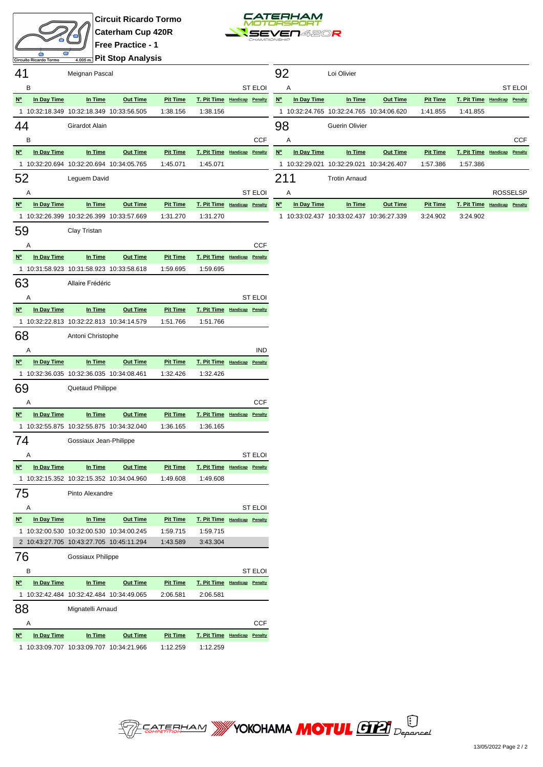# Circuit Ricardo Tormo
## Caterham Cup 420R
## Free Practice - 1
## Pit Stop Analysis

### 41 Meignan Pascal
B — ST ELOI

| Nº | In Day Time | In Time | Out Time | Pit Time | T. Pit Time | Handicap | Penalty |
|---|---|---|---|---|---|---|---|
| 1 | 10:32:18.349 | 10:32:18.349 | 10:33:56.505 | 1:38.156 | 1:38.156 | | |

### 44 Girardot Alain
B — CCF

| Nº | In Day Time | In Time | Out Time | Pit Time | T. Pit Time | Handicap | Penalty |
|---|---|---|---|---|---|---|---|
| 1 | 10:32:20.694 | 10:32:20.694 | 10:34:05.765 | 1:45.071 | 1:45.071 | | |

### 52 Leguem David
A — ST ELOI

| Nº | In Day Time | In Time | Out Time | Pit Time | T. Pit Time | Handicap | Penalty |
|---|---|---|---|---|---|---|---|
| 1 | 10:32:26.399 | 10:32:26.399 | 10:33:57.669 | 1:31.270 | 1:31.270 | | |

### 59 Clay Tristan
A — CCF

| Nº | In Day Time | In Time | Out Time | Pit Time | T. Pit Time | Handicap | Penalty |
|---|---|---|---|---|---|---|---|
| 1 | 10:31:58.923 | 10:31:58.923 | 10:33:58.618 | 1:59.695 | 1:59.695 | | |

### 63 Allaire Frédéric
A — ST ELOI

| Nº | In Day Time | In Time | Out Time | Pit Time | T. Pit Time | Handicap | Penalty |
|---|---|---|---|---|---|---|---|
| 1 | 10:32:22.813 | 10:32:22.813 | 10:34:14.579 | 1:51.766 | 1:51.766 | | |

### 68 Antoni Christophe
A — IND

| Nº | In Day Time | In Time | Out Time | Pit Time | T. Pit Time | Handicap | Penalty |
|---|---|---|---|---|---|---|---|
| 1 | 10:32:36.035 | 10:32:36.035 | 10:34:08.461 | 1:32.426 | 1:32.426 | | |

### 69 Quetaud Philippe
A — CCF

| Nº | In Day Time | In Time | Out Time | Pit Time | T. Pit Time | Handicap | Penalty |
|---|---|---|---|---|---|---|---|
| 1 | 10:32:55.875 | 10:32:55.875 | 10:34:32.040 | 1:36.165 | 1:36.165 | | |

### 74 Gossiaux Jean-Philippe
A — ST ELOI

| Nº | In Day Time | In Time | Out Time | Pit Time | T. Pit Time | Handicap | Penalty |
|---|---|---|---|---|---|---|---|
| 1 | 10:32:15.352 | 10:32:15.352 | 10:34:04.960 | 1:49.608 | 1:49.608 | | |

### 75 Pinto Alexandre
A — ST ELOI

| Nº | In Day Time | In Time | Out Time | Pit Time | T. Pit Time | Handicap | Penalty |
|---|---|---|---|---|---|---|---|
| 1 | 10:32:00.530 | 10:32:00.530 | 10:34:00.245 | 1:59.715 | 1:59.715 | | |
| 2 | 10:43:27.705 | 10:43:27.705 | 10:45:11.294 | 1:43.589 | 3:43.304 | | |

### 76 Gossiaux Philippe
B — ST ELOI

| Nº | In Day Time | In Time | Out Time | Pit Time | T. Pit Time | Handicap | Penalty |
|---|---|---|---|---|---|---|---|
| 1 | 10:32:42.484 | 10:32:42.484 | 10:34:49.065 | 2:06.581 | 2:06.581 | | |

### 88 Mignatelli Arnaud
A — CCF

| Nº | In Day Time | In Time | Out Time | Pit Time | T. Pit Time | Handicap | Penalty |
|---|---|---|---|---|---|---|---|
| 1 | 10:33:09.707 | 10:33:09.707 | 10:34:21.966 | 1:12.259 | 1:12.259 | | |

### 92 Loi Olivier
A — ST ELOI

| Nº | In Day Time | In Time | Out Time | Pit Time | T. Pit Time | Handicap | Penalty |
|---|---|---|---|---|---|---|---|
| 1 | 10:32:24.765 | 10:32:24.765 | 10:34:06.620 | 1:41.855 | 1:41.855 | | |

### 98 Guerin Olivier
A — CCF

| Nº | In Day Time | In Time | Out Time | Pit Time | T. Pit Time | Handicap | Penalty |
|---|---|---|---|---|---|---|---|
| 1 | 10:32:29.021 | 10:32:29.021 | 10:34:26.407 | 1:57.386 | 1:57.386 | | |

### 211 Trotin Arnaud
A — ROSSELSP

| Nº | In Day Time | In Time | Out Time | Pit Time | T. Pit Time | Handicap | Penalty |
|---|---|---|---|---|---|---|---|
| 1 | 10:33:02.437 | 10:33:02.437 | 10:36:27.339 | 3:24.902 | 3:24.902 | | |

13/05/2022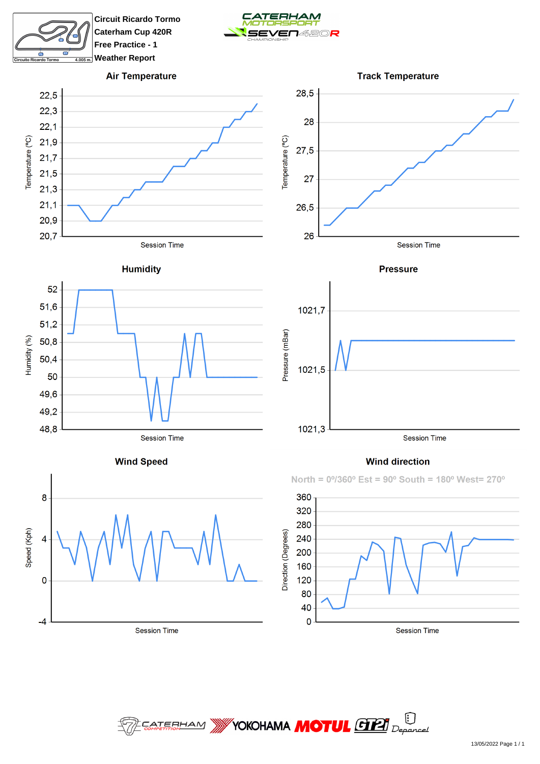Circuit Ricardo Tormo
Caterham Cup 420R
Free Practice - 1
Weather Report

Circuito Ricardo Tormo 4.005 m.

## Air Temperature

Temperature (ºC)

22,5
22,3
22,1
21,9
21,7
21,5
21,3
21,1
20,9
20,7

Session Time

## Track Temperature

Temperature (ºC)

28,5
28
27,5
27
26,5
26

Session Time

## Humidity

Humidity (%)

52
51,6
51,2
50,8
50,4
50
49,6
49,2
48,8

Session Time

## Pressure

Pressure (mBar)

1021,7
1021,5
1021,3

Session Time

## Wind Speed

Speed (Kph)

8
4
0
-4

Session Time

## Wind direction

North = 0º/360º Est = 90º South = 180º West= 270º

Direction (Degrees)

360
320
280
240
200
160
120
80
40
0

Session Time

13/05/2022